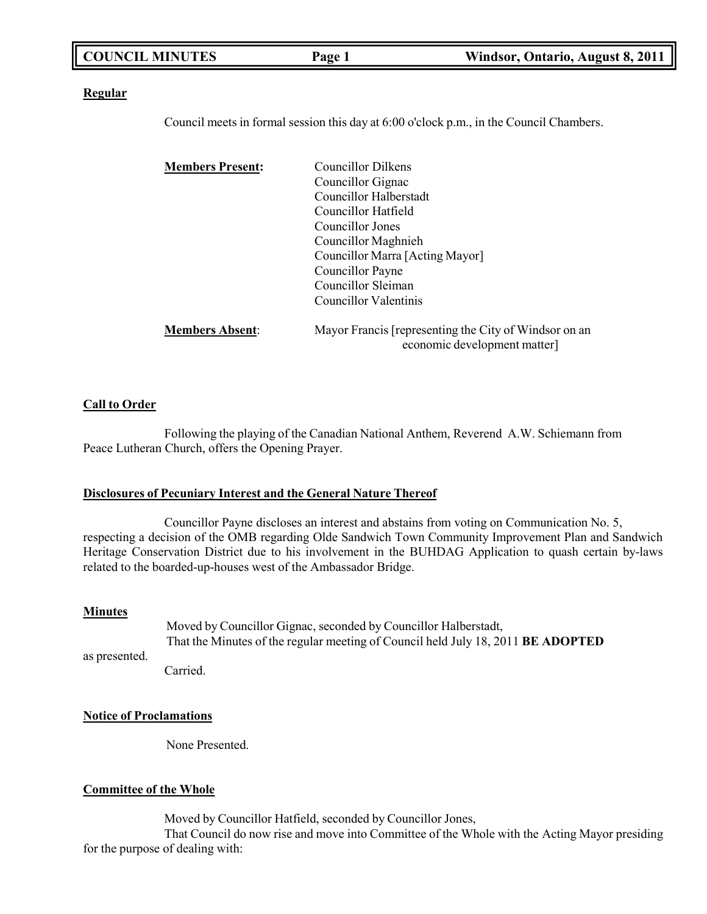**Regular**

Council meets in formal session this day at 6:00 o'clock p.m., in the Council Chambers.

**Members Present:**

Councillor Dilkens
Councillor Gignac
Councillor Halberstadt
Councillor Hatfield
Councillor Jones
Councillor Maghnieh
Councillor Marra [Acting Mayor]
Councillor Payne
Councillor Sleiman
Councillor Valentinis

**Members Absent:**

Mayor Francis [representing the City of Windsor on an economic development matter]

**Call to Order**

Following the playing of the Canadian National Anthem, Reverend A.W. Schiemann from Peace Lutheran Church, offers the Opening Prayer.

**Disclosures of Pecuniary Interest and the General Nature Thereof**

Councillor Payne discloses an interest and abstains from voting on Communication No. 5, respecting a decision of the OMB regarding Olde Sandwich Town Community Improvement Plan and Sandwich Heritage Conservation District due to his involvement in the BUHDAG Application to quash certain by-laws related to the boarded-up-houses west of the Ambassador Bridge.

**Minutes**

Moved by Councillor Gignac, seconded by Councillor Halberstadt,
That the Minutes of the regular meeting of Council held July 18, 2011 **BE ADOPTED** as presented.
Carried.

**Notice of Proclamations**

None Presented.

**Committee of the Whole**

Moved by Councillor Hatfield, seconded by Councillor Jones,
That Council do now rise and move into Committee of the Whole with the Acting Mayor presiding for the purpose of dealing with: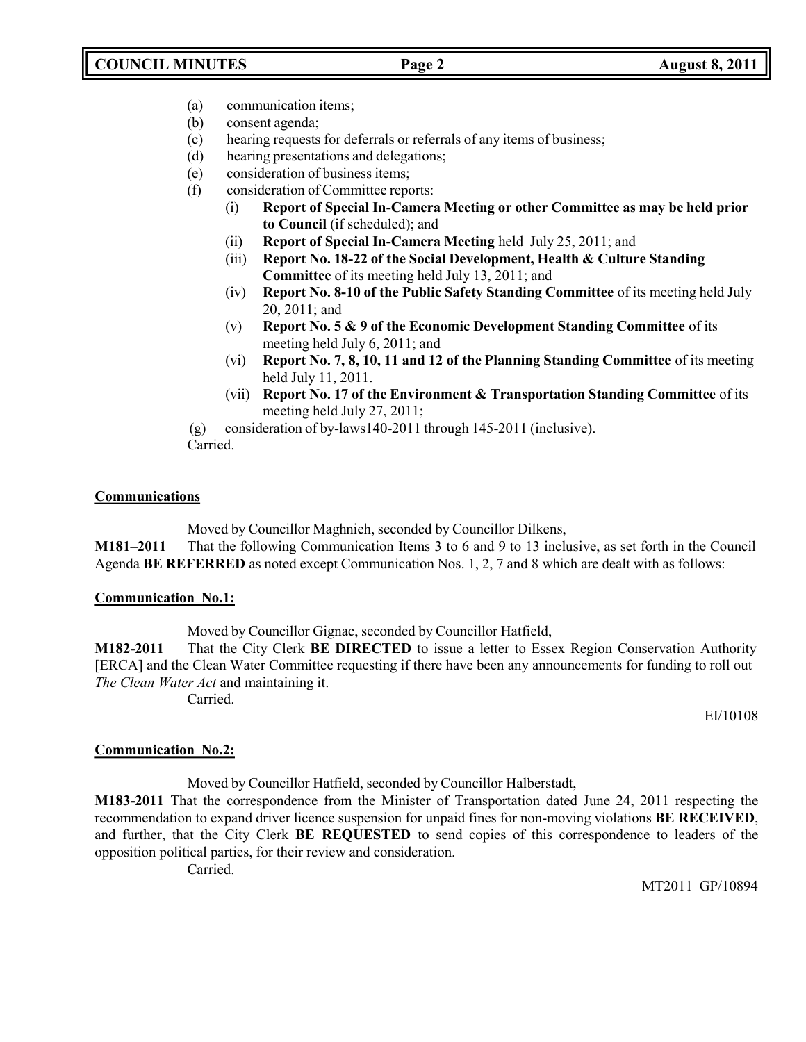(a) communication items;
(b) consent agenda;
(c) hearing requests for deferrals or referrals of any items of business;
(d) hearing presentations and delegations;
(e) consideration of business items;
(f) consideration of Committee reports:
    (i) **Report of Special In-Camera Meeting or other Committee as may be held prior to Council** (if scheduled); and
    (ii) **Report of Special In-Camera Meeting** held July 25, 2011; and
    (iii) **Report No. 18-22 of the Social Development, Health & Culture Standing Committee** of its meeting held July 13, 2011; and
    (iv) **Report No. 8-10 of the Public Safety Standing Committee** of its meeting held July 20, 2011; and
    (v) **Report No. 5 & 9 of the Economic Development Standing Committee** of its meeting held July 6, 2011; and
    (vi) **Report No. 7, 8, 10, 11 and 12 of the Planning Standing Committee** of its meeting held July 11, 2011.
    (vii) **Report No. 17 of the Environment & Transportation Standing Committee** of its meeting held July 27, 2011;

(g) consideration of by-laws140-2011 through 145-2011 (inclusive).

Carried.

**Communications**

Moved by Councillor Maghnieh, seconded by Councillor Dilkens,

**M181–2011** That the following Communication Items 3 to 6 and 9 to 13 inclusive, as set forth in the Council Agenda **BE REFERRED** as noted except Communication Nos. 1, 2, 7 and 8 which are dealt with as follows:

**Communication No.1:**

Moved by Councillor Gignac, seconded by Councillor Hatfield,

**M182-2011** That the City Clerk **BE DIRECTED** to issue a letter to Essex Region Conservation Authority [ERCA] and the Clean Water Committee requesting if there have been any announcements for funding to roll out *The Clean Water Act* and maintaining it.

Carried.

EI/10108

**Communication No.2:**

Moved by Councillor Hatfield, seconded by Councillor Halberstadt,

**M183-2011** That the correspondence from the Minister of Transportation dated June 24, 2011 respecting the recommendation to expand driver licence suspension for unpaid fines for non-moving violations **BE RECEIVED**, and further, that the City Clerk **BE REQUESTED** to send copies of this correspondence to leaders of the opposition political parties, for their review and consideration.

Carried.

MT2011 GP/10894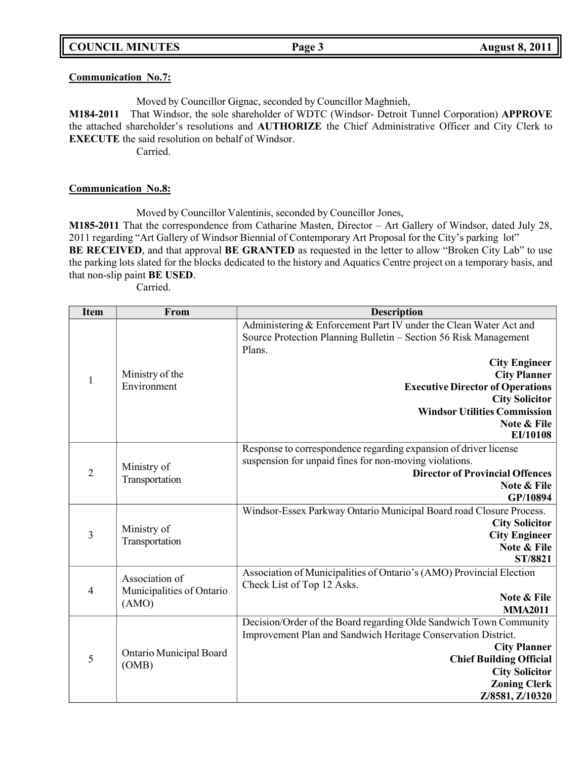**Communication No.7:**

Moved by Councillor Gignac, seconded by Councillor Maghnieh,

**M184-2011** That Windsor, the sole shareholder of WDTC (Windsor- Detroit Tunnel Corporation) **APPROVE** the attached shareholder's resolutions and **AUTHORIZE** the Chief Administrative Officer and City Clerk to **EXECUTE** the said resolution on behalf of Windsor.

Carried.

**Communication No.8:**

Moved by Councillor Valentinis, seconded by Councillor Jones,

**M185-2011** That the correspondence from Catharine Masten, Director – Art Gallery of Windsor, dated July 28, 2011 regarding "Art Gallery of Windsor Biennial of Contemporary Art Proposal for the City's parking lot" **BE RECEIVED**, and that approval **BE GRANTED** as requested in the letter to allow "Broken City Lab" to use the parking lots slated for the blocks dedicated to the history and Aquatics Centre project on a temporary basis, and that non-slip paint **BE USED**.

Carried.

| Item | From | Description |
|---|---|---|
| 1 | Ministry of the Environment | Administering & Enforcement Part IV under the Clean Water Act and Source Protection Planning Bulletin – Section 56 Risk Management Plans. **City Engineer** **City Planner** **Executive Director of Operations** **City Solicitor** **Windsor Utilities Commission** **Note & File** **EI/10108** |
| 2 | Ministry of Transportation | Response to correspondence regarding expansion of driver license suspension for unpaid fines for non-moving violations. **Director of Provincial Offences** **Note & File** **GP/10894** |
| 3 | Ministry of Transportation | Windsor-Essex Parkway Ontario Municipal Board road Closure Process. **City Solicitor** **City Engineer** **Note & File** **ST/8821** |
| 4 | Association of Municipalities of Ontario (AMO) | Association of Municipalities of Ontario's (AMO) Provincial Election Check List of Top 12 Asks. **Note & File** **MMA2011** |
| 5 | Ontario Municipal Board (OMB) | Decision/Order of the Board regarding Olde Sandwich Town Community Improvement Plan and Sandwich Heritage Conservation District. **City Planner** **Chief Building Official** **City Solicitor** **Zoning Clerk** **Z/8581, Z/10320** |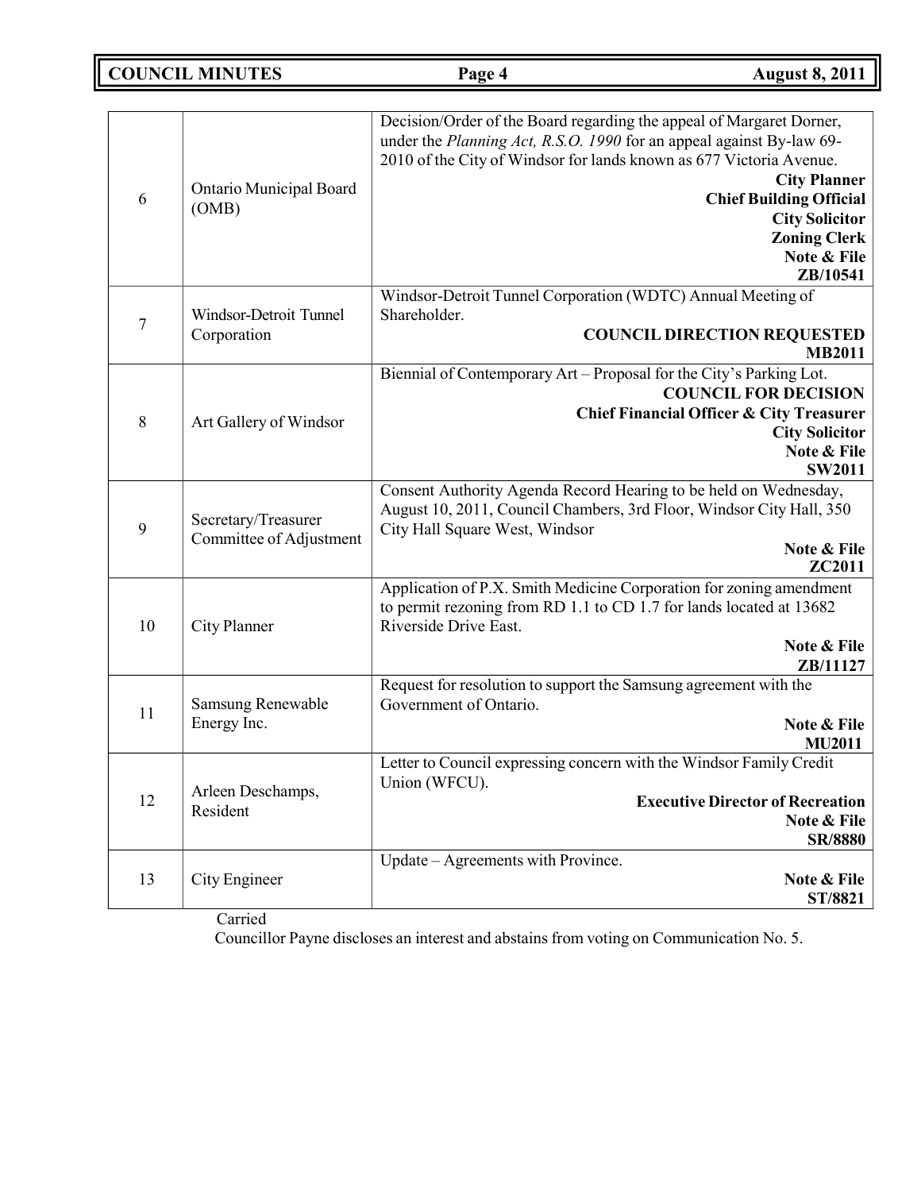| | | |
|---|---|---|
| 6 | Ontario Municipal Board (OMB) | Decision/Order of the Board regarding the appeal of Margaret Dorner, under the *Planning Act, R.S.O. 1990* for an appeal against By-law 69-2010 of the City of Windsor for lands known as 677 Victoria Avenue. **City Planner** **Chief Building Official** **City Solicitor** **Zoning Clerk** **Note & File** **ZB/10541** |
| 7 | Windsor-Detroit Tunnel Corporation | Windsor-Detroit Tunnel Corporation (WDTC) Annual Meeting of Shareholder. **COUNCIL DIRECTION REQUESTED** **MB2011** |
| 8 | Art Gallery of Windsor | Biennial of Contemporary Art – Proposal for the City's Parking Lot. **COUNCIL FOR DECISION** **Chief Financial Officer & City Treasurer** **City Solicitor** **Note & File** **SW2011** |
| 9 | Secretary/Treasurer Committee of Adjustment | Consent Authority Agenda Record Hearing to be held on Wednesday, August 10, 2011, Council Chambers, 3rd Floor, Windsor City Hall, 350 City Hall Square West, Windsor **Note & File** **ZC2011** |
| 10 | City Planner | Application of P.X. Smith Medicine Corporation for zoning amendment to permit rezoning from RD 1.1 to CD 1.7 for lands located at 13682 Riverside Drive East. **Note & File** **ZB/11127** |
| 11 | Samsung Renewable Energy Inc. | Request for resolution to support the Samsung agreement with the Government of Ontario. **Note & File** **MU2011** |
| 12 | Arleen Deschamps, Resident | Letter to Council expressing concern with the Windsor Family Credit Union (WFCU). **Executive Director of Recreation** **Note & File** **SR/8880** |
| 13 | City Engineer | Update – Agreements with Province. **Note & File** **ST/8821** |

Carried

Councillor Payne discloses an interest and abstains from voting on Communication No. 5.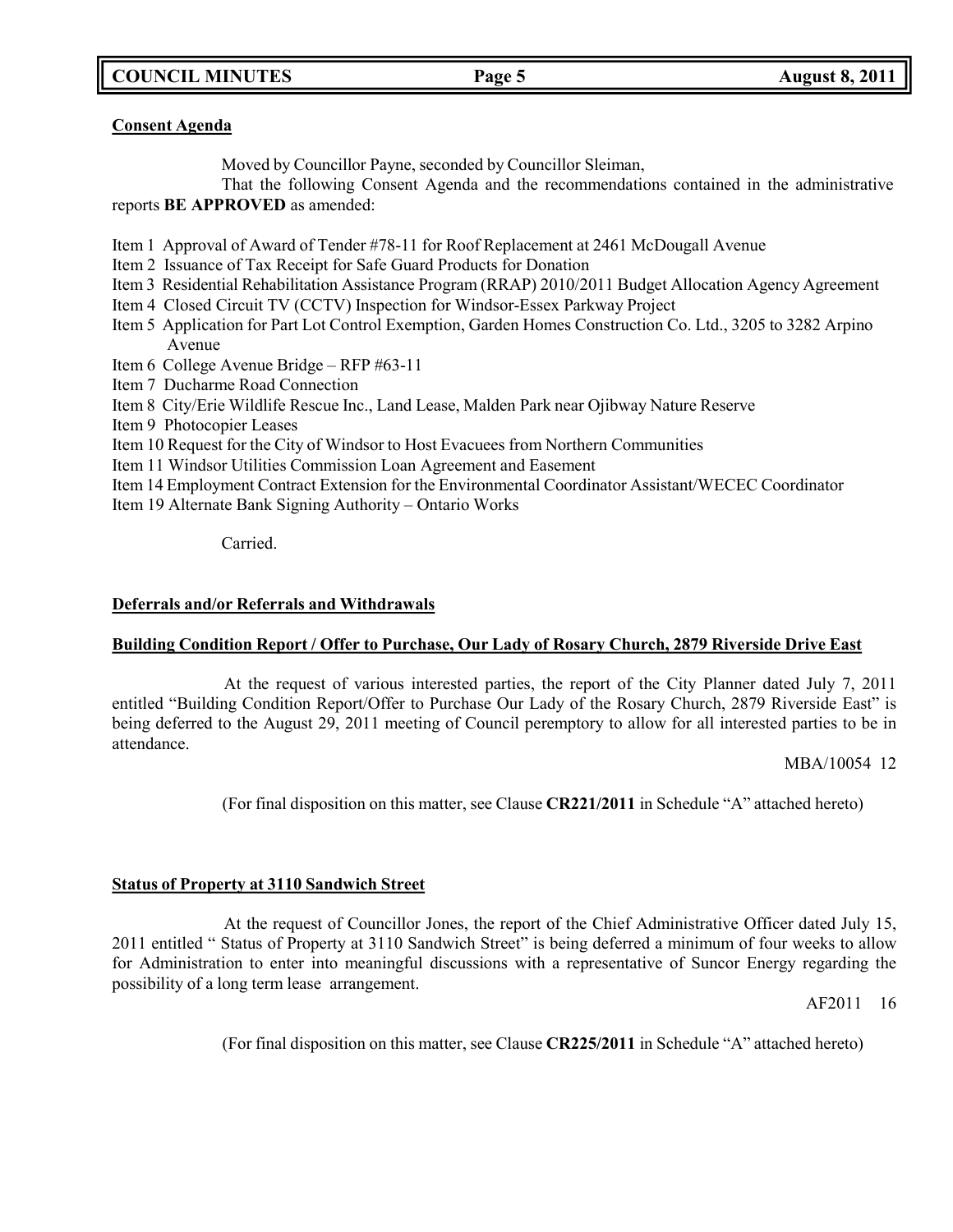**Consent Agenda**

Moved by Councillor Payne, seconded by Councillor Sleiman,

That the following Consent Agenda and the recommendations contained in the administrative reports **BE APPROVED** as amended:

Item 1 Approval of Award of Tender #78-11 for Roof Replacement at 2461 McDougall Avenue
Item 2 Issuance of Tax Receipt for Safe Guard Products for Donation
Item 3 Residential Rehabilitation Assistance Program (RRAP) 2010/2011 Budget Allocation Agency Agreement
Item 4 Closed Circuit TV (CCTV) Inspection for Windsor-Essex Parkway Project
Item 5 Application for Part Lot Control Exemption, Garden Homes Construction Co. Ltd., 3205 to 3282 Arpino Avenue
Item 6 College Avenue Bridge – RFP #63-11
Item 7 Ducharme Road Connection
Item 8 City/Erie Wildlife Rescue Inc., Land Lease, Malden Park near Ojibway Nature Reserve
Item 9 Photocopier Leases
Item 10 Request for the City of Windsor to Host Evacuees from Northern Communities
Item 11 Windsor Utilities Commission Loan Agreement and Easement
Item 14 Employment Contract Extension for the Environmental Coordinator Assistant/WECEC Coordinator
Item 19 Alternate Bank Signing Authority – Ontario Works

Carried.

**Deferrals and/or Referrals and Withdrawals**

**Building Condition Report / Offer to Purchase, Our Lady of Rosary Church, 2879 Riverside Drive East**

At the request of various interested parties, the report of the City Planner dated July 7, 2011 entitled "Building Condition Report/Offer to Purchase Our Lady of the Rosary Church, 2879 Riverside East" is being deferred to the August 29, 2011 meeting of Council peremptory to allow for all interested parties to be in attendance.

MBA/10054 12

(For final disposition on this matter, see Clause **CR221/2011** in Schedule "A" attached hereto)

**Status of Property at 3110 Sandwich Street**

At the request of Councillor Jones, the report of the Chief Administrative Officer dated July 15, 2011 entitled " Status of Property at 3110 Sandwich Street" is being deferred a minimum of four weeks to allow for Administration to enter into meaningful discussions with a representative of Suncor Energy regarding the possibility of a long term lease arrangement.

AF2011 16

(For final disposition on this matter, see Clause **CR225/2011** in Schedule "A" attached hereto)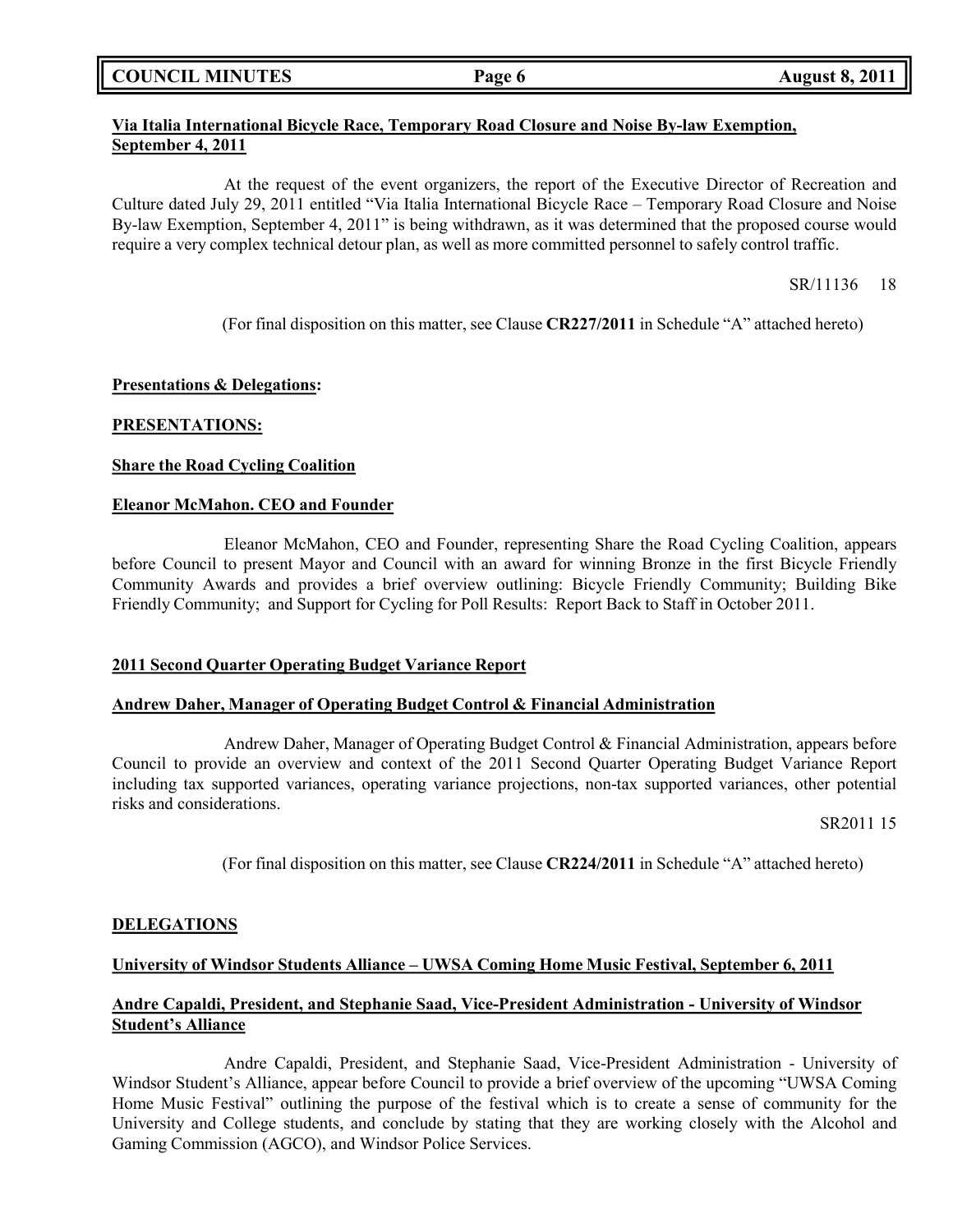**Via Italia International Bicycle Race, Temporary Road Closure and Noise By-law Exemption, September 4, 2011**

At the request of the event organizers, the report of the Executive Director of Recreation and Culture dated July 29, 2011 entitled "Via Italia International Bicycle Race – Temporary Road Closure and Noise By-law Exemption, September 4, 2011" is being withdrawn, as it was determined that the proposed course would require a very complex technical detour plan, as well as more committed personnel to safely control traffic.

SR/11136 18

(For final disposition on this matter, see Clause **CR227/2011** in Schedule "A" attached hereto)

**Presentations & Delegations:**

**PRESENTATIONS:**

**Share the Road Cycling Coalition**

**Eleanor McMahon. CEO and Founder**

Eleanor McMahon, CEO and Founder, representing Share the Road Cycling Coalition, appears before Council to present Mayor and Council with an award for winning Bronze in the first Bicycle Friendly Community Awards and provides a brief overview outlining: Bicycle Friendly Community; Building Bike Friendly Community; and Support for Cycling for Poll Results: Report Back to Staff in October 2011.

**2011 Second Quarter Operating Budget Variance Report**

**Andrew Daher, Manager of Operating Budget Control & Financial Administration**

Andrew Daher, Manager of Operating Budget Control & Financial Administration, appears before Council to provide an overview and context of the 2011 Second Quarter Operating Budget Variance Report including tax supported variances, operating variance projections, non-tax supported variances, other potential risks and considerations.

SR2011 15

(For final disposition on this matter, see Clause **CR224/2011** in Schedule "A" attached hereto)

**DELEGATIONS**

**University of Windsor Students Alliance – UWSA Coming Home Music Festival, September 6, 2011**

**Andre Capaldi, President, and Stephanie Saad, Vice-President Administration - University of Windsor Student's Alliance**

Andre Capaldi, President, and Stephanie Saad, Vice-President Administration - University of Windsor Student's Alliance, appear before Council to provide a brief overview of the upcoming "UWSA Coming Home Music Festival" outlining the purpose of the festival which is to create a sense of community for the University and College students, and conclude by stating that they are working closely with the Alcohol and Gaming Commission (AGCO), and Windsor Police Services.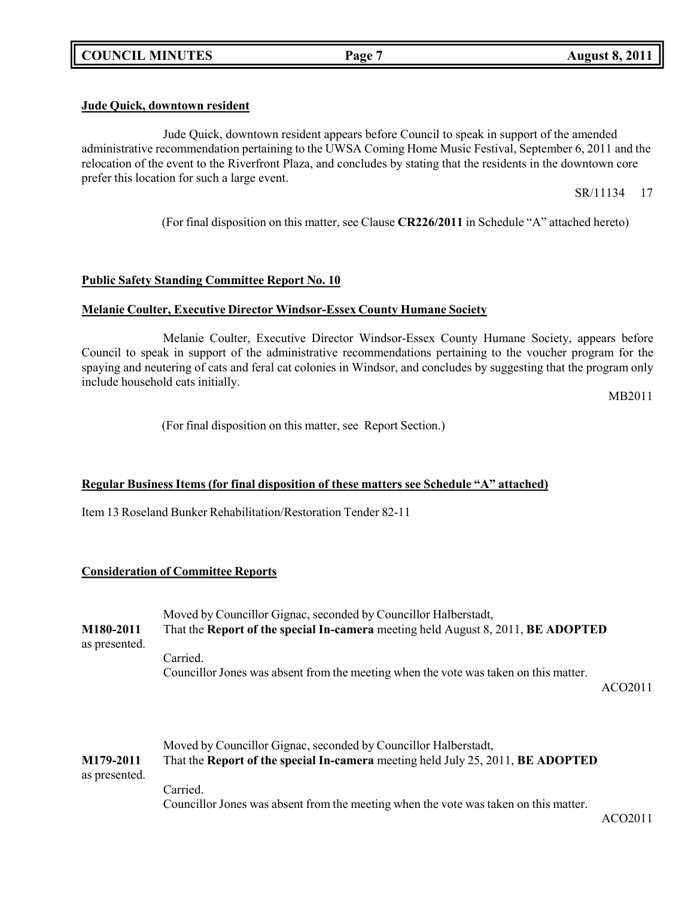**Jude Quick, downtown resident**

Jude Quick, downtown resident appears before Council to speak in support of the amended administrative recommendation pertaining to the UWSA Coming Home Music Festival, September 6, 2011 and the relocation of the event to the Riverfront Plaza, and concludes by stating that the residents in the downtown core prefer this location for such a large event.

SR/11134 17

(For final disposition on this matter, see Clause **CR226/2011** in Schedule "A" attached hereto)

**Public Safety Standing Committee Report No. 10**

**Melanie Coulter, Executive Director Windsor-Essex County Humane Society**

Melanie Coulter, Executive Director Windsor-Essex County Humane Society, appears before Council to speak in support of the administrative recommendations pertaining to the voucher program for the spaying and neutering of cats and feral cat colonies in Windsor, and concludes by suggesting that the program only include household cats initially.

MB2011

(For final disposition on this matter, see Report Section.)

**Regular Business Items (for final disposition of these matters see Schedule "A" attached)**

Item 13 Roseland Bunker Rehabilitation/Restoration Tender 82-11

**Consideration of Committee Reports**

**M180-2011** as presented.

Moved by Councillor Gignac, seconded by Councillor Halberstadt,
That the **Report of the special In-camera** meeting held August 8, 2011, **BE ADOPTED**

Carried.
Councillor Jones was absent from the meeting when the vote was taken on this matter.

ACO2011

**M179-2011** as presented.

Moved by Councillor Gignac, seconded by Councillor Halberstadt,
That the **Report of the special In-camera** meeting held July 25, 2011, **BE ADOPTED**

Carried.
Councillor Jones was absent from the meeting when the vote was taken on this matter.

ACO2011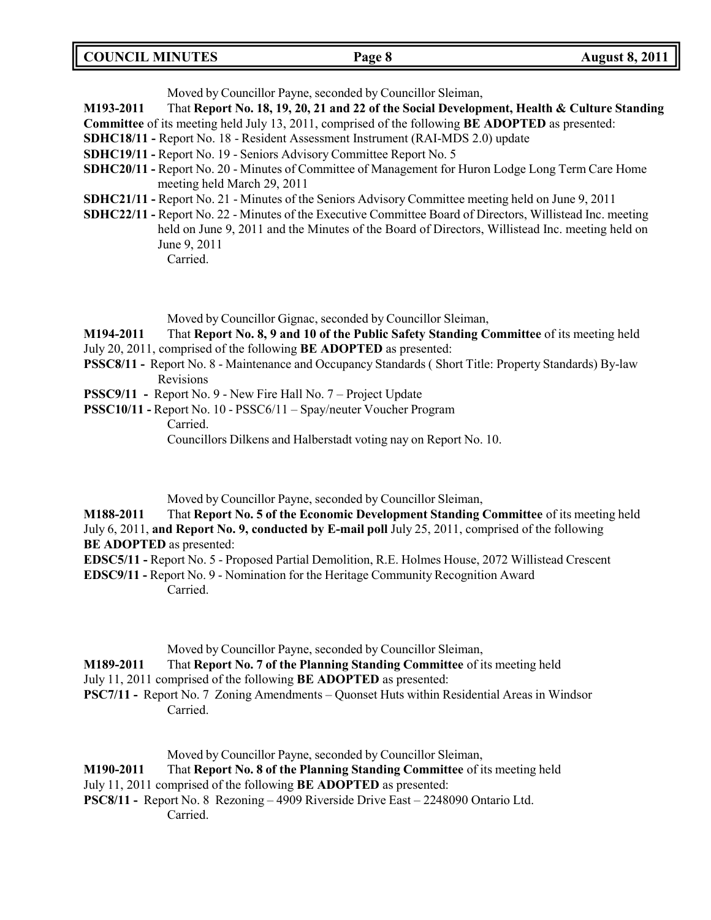Moved by Councillor Payne, seconded by Councillor Sleiman,

**M193-2011** That **Report No. 18, 19, 20, 21 and 22 of the Social Development, Health & Culture Standing Committee** of its meeting held July 13, 2011, comprised of the following **BE ADOPTED** as presented:

**SDHC18/11 -** Report No. 18 - Resident Assessment Instrument (RAI-MDS 2.0) update

**SDHC19/11 -** Report No. 19 - Seniors Advisory Committee Report No. 5

**SDHC20/11 -** Report No. 20 - Minutes of Committee of Management for Huron Lodge Long Term Care Home meeting held March 29, 2011

**SDHC21/11 -** Report No. 21 - Minutes of the Seniors Advisory Committee meeting held on June 9, 2011

**SDHC22/11 -** Report No. 22 - Minutes of the Executive Committee Board of Directors, Willistead Inc. meeting held on June 9, 2011 and the Minutes of the Board of Directors, Willistead Inc. meeting held on June 9, 2011

Carried.

Moved by Councillor Gignac, seconded by Councillor Sleiman,

**M194-2011** That **Report No. 8, 9 and 10 of the Public Safety Standing Committee** of its meeting held July 20, 2011, comprised of the following **BE ADOPTED** as presented:

**PSSC8/11 -** Report No. 8 - Maintenance and Occupancy Standards ( Short Title: Property Standards) By-law Revisions

**PSSC9/11 -** Report No. 9 - New Fire Hall No. 7 – Project Update

**PSSC10/11 -** Report No. 10 - PSSC6/11 – Spay/neuter Voucher Program

Carried.

Councillors Dilkens and Halberstadt voting nay on Report No. 10.

Moved by Councillor Payne, seconded by Councillor Sleiman,

**M188-2011** That **Report No. 5 of the Economic Development Standing Committee** of its meeting held July 6, 2011, **and Report No. 9, conducted by E-mail poll** July 25, 2011, comprised of the following **BE ADOPTED** as presented:

**EDSC5/11 -** Report No. 5 - Proposed Partial Demolition, R.E. Holmes House, 2072 Willistead Crescent

**EDSC9/11 -** Report No. 9 - Nomination for the Heritage Community Recognition Award

Carried.

Moved by Councillor Payne, seconded by Councillor Sleiman,

**M189-2011** That **Report No. 7 of the Planning Standing Committee** of its meeting held July 11, 2011 comprised of the following **BE ADOPTED** as presented:

**PSC7/11 -** Report No. 7 Zoning Amendments – Quonset Huts within Residential Areas in Windsor

Carried.

Moved by Councillor Payne, seconded by Councillor Sleiman,

**M190-2011** That **Report No. 8 of the Planning Standing Committee** of its meeting held July 11, 2011 comprised of the following **BE ADOPTED** as presented:

**PSC8/11 -** Report No. 8 Rezoning – 4909 Riverside Drive East – 2248090 Ontario Ltd.

Carried.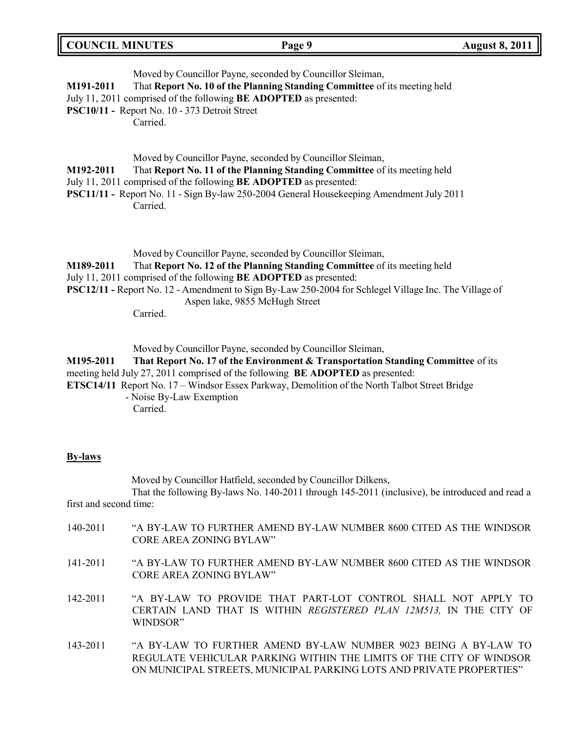Moved by Councillor Payne, seconded by Councillor Sleiman,

**M191-2011** That **Report No. 10 of the Planning Standing Committee** of its meeting held July 11, 2011 comprised of the following **BE ADOPTED** as presented:

**PSC10/11 -** Report No. 10 - 373 Detroit Street

Carried.

Moved by Councillor Payne, seconded by Councillor Sleiman,

**M192-2011** That **Report No. 11 of the Planning Standing Committee** of its meeting held July 11, 2011 comprised of the following **BE ADOPTED** as presented:

**PSC11/11 -** Report No. 11 - Sign By-law 250-2004 General Housekeeping Amendment July 2011

Carried.

Moved by Councillor Payne, seconded by Councillor Sleiman,

**M189-2011** That **Report No. 12 of the Planning Standing Committee** of its meeting held July 11, 2011 comprised of the following **BE ADOPTED** as presented:

**PSC12/11 -** Report No. 12 - Amendment to Sign By-Law 250-2004 for Schlegel Village Inc. The Village of Aspen lake, 9855 McHugh Street

Carried.

Moved by Councillor Payne, seconded by Councillor Sleiman,

**M195-2011** **That Report No. 17 of the Environment & Transportation Standing Committee** of its meeting held July 27, 2011 comprised of the following **BE ADOPTED** as presented:

**ETSC14/11** Report No. 17 – Windsor Essex Parkway, Demolition of the North Talbot Street Bridge - Noise By-Law Exemption

Carried.

## By-laws

Moved by Councillor Hatfield, seconded by Councillor Dilkens,

That the following By-laws No. 140-2011 through 145-2011 (inclusive), be introduced and read a first and second time:

140-2011 "A BY-LAW TO FURTHER AMEND BY-LAW NUMBER 8600 CITED AS THE WINDSOR CORE AREA ZONING BYLAW"

141-2011 "A BY-LAW TO FURTHER AMEND BY-LAW NUMBER 8600 CITED AS THE WINDSOR CORE AREA ZONING BYLAW"

142-2011 "A BY-LAW TO PROVIDE THAT PART-LOT CONTROL SHALL NOT APPLY TO CERTAIN LAND THAT IS WITHIN *REGISTERED PLAN 12M513,* IN THE CITY OF WINDSOR"

143-2011 "A BY-LAW TO FURTHER AMEND BY-LAW NUMBER 9023 BEING A BY-LAW TO REGULATE VEHICULAR PARKING WITHIN THE LIMITS OF THE CITY OF WINDSOR ON MUNICIPAL STREETS, MUNICIPAL PARKING LOTS AND PRIVATE PROPERTIES"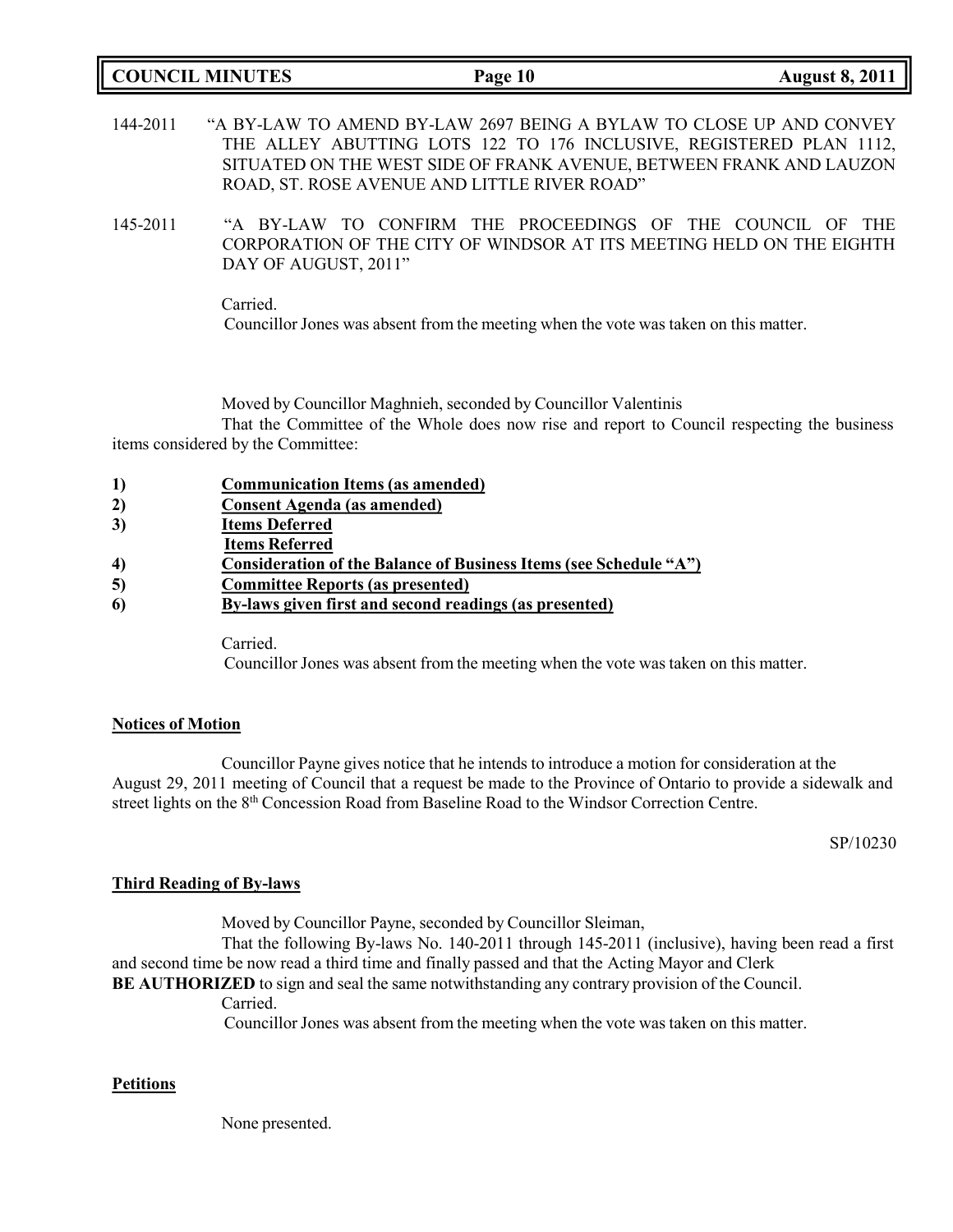144-2011 "A BY-LAW TO AMEND BY-LAW 2697 BEING A BYLAW TO CLOSE UP AND CONVEY THE ALLEY ABUTTING LOTS 122 TO 176 INCLUSIVE, REGISTERED PLAN 1112, SITUATED ON THE WEST SIDE OF FRANK AVENUE, BETWEEN FRANK AND LAUZON ROAD, ST. ROSE AVENUE AND LITTLE RIVER ROAD"

145-2011 "A BY-LAW TO CONFIRM THE PROCEEDINGS OF THE COUNCIL OF THE CORPORATION OF THE CITY OF WINDSOR AT ITS MEETING HELD ON THE EIGHTH DAY OF AUGUST, 2011"

Carried.

Councillor Jones was absent from the meeting when the vote was taken on this matter.

Moved by Councillor Maghnieh, seconded by Councillor Valentinis

That the Committee of the Whole does now rise and report to Council respecting the business items considered by the Committee:

1) **Communication Items (as amended)**
2) **Consent Agenda (as amended)**
3) **Items Deferred**
   **Items Referred**
4) **Consideration of the Balance of Business Items (see Schedule "A")**
5) **Committee Reports (as presented)**
6) **By-laws given first and second readings (as presented)**

Carried.

Councillor Jones was absent from the meeting when the vote was taken on this matter.

## Notices of Motion

Councillor Payne gives notice that he intends to introduce a motion for consideration at the August 29, 2011 meeting of Council that a request be made to the Province of Ontario to provide a sidewalk and street lights on the 8th Concession Road from Baseline Road to the Windsor Correction Centre.

SP/10230

## Third Reading of By-laws

Moved by Councillor Payne, seconded by Councillor Sleiman,

That the following By-laws No. 140-2011 through 145-2011 (inclusive), having been read a first and second time be now read a third time and finally passed and that the Acting Mayor and Clerk **BE AUTHORIZED** to sign and seal the same notwithstanding any contrary provision of the Council.

Carried.

Councillor Jones was absent from the meeting when the vote was taken on this matter.

## Petitions

None presented.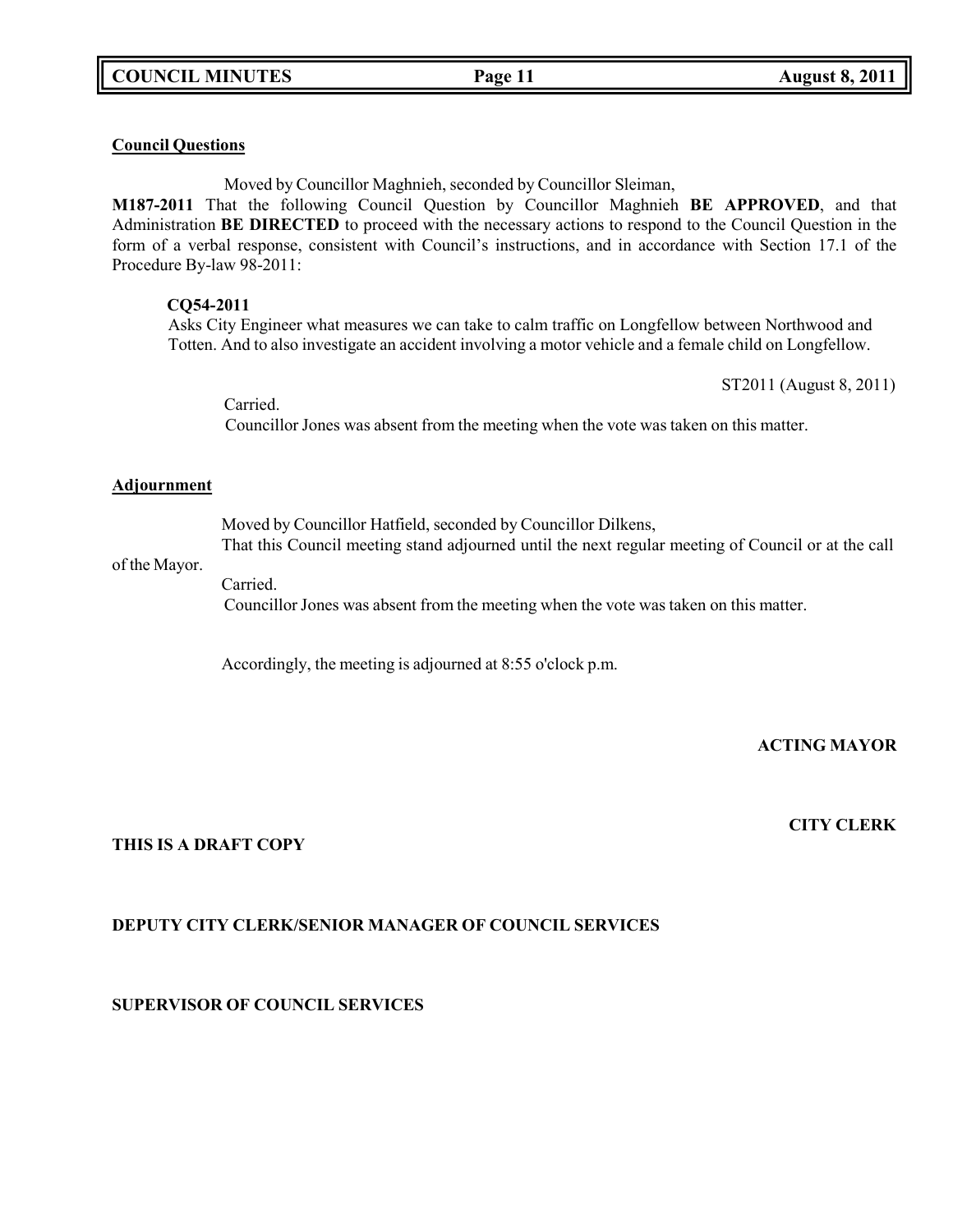**Council Questions**

Moved by Councillor Maghnieh, seconded by Councillor Sleiman,

**M187-2011** That the following Council Question by Councillor Maghnieh **BE APPROVED**, and that Administration **BE DIRECTED** to proceed with the necessary actions to respond to the Council Question in the form of a verbal response, consistent with Council's instructions, and in accordance with Section 17.1 of the Procedure By-law 98-2011:

**CQ54-2011**
Asks City Engineer what measures we can take to calm traffic on Longfellow between Northwood and Totten. And to also investigate an accident involving a motor vehicle and a female child on Longfellow.

ST2011 (August 8, 2011)

Carried.
Councillor Jones was absent from the meeting when the vote was taken on this matter.

**Adjournment**

Moved by Councillor Hatfield, seconded by Councillor Dilkens,
That this Council meeting stand adjourned until the next regular meeting of Council or at the call of the Mayor.
Carried.
Councillor Jones was absent from the meeting when the vote was taken on this matter.

Accordingly, the meeting is adjourned at 8:55 o'clock p.m.

**ACTING MAYOR**

**CITY CLERK**

**THIS IS A DRAFT COPY**

**DEPUTY CITY CLERK/SENIOR MANAGER OF COUNCIL SERVICES**

**SUPERVISOR OF COUNCIL SERVICES**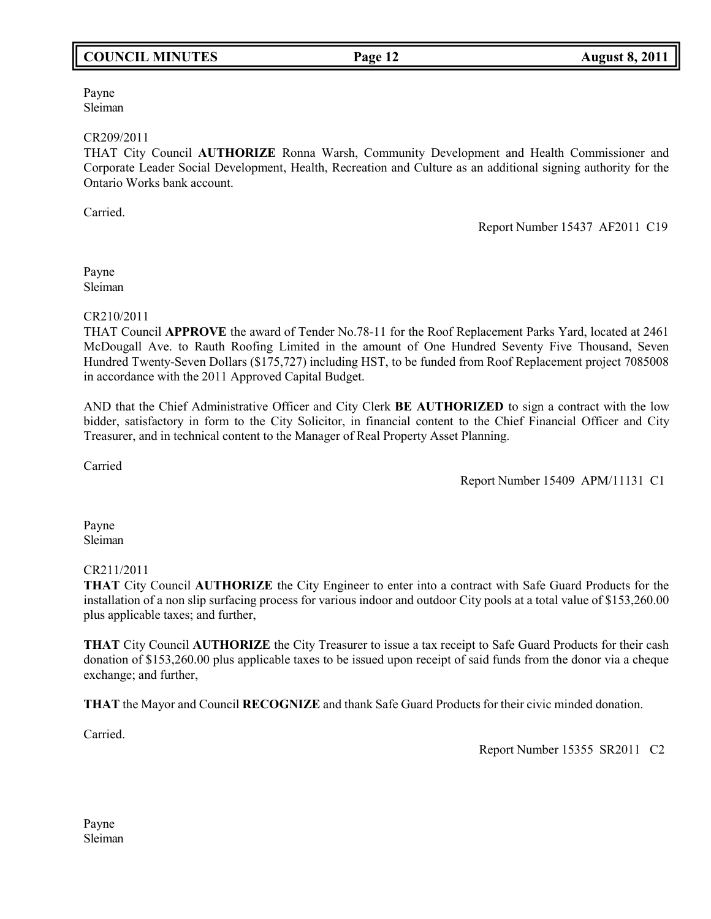Payne
Sleiman

CR209/2011
THAT City Council **AUTHORIZE** Ronna Warsh, Community Development and Health Commissioner and Corporate Leader Social Development, Health, Recreation and Culture as an additional signing authority for the Ontario Works bank account.

Carried.

Report Number 15437 AF2011 C19

Payne
Sleiman

CR210/2011
THAT Council **APPROVE** the award of Tender No.78-11 for the Roof Replacement Parks Yard, located at 2461 McDougall Ave. to Rauth Roofing Limited in the amount of One Hundred Seventy Five Thousand, Seven Hundred Twenty-Seven Dollars ($175,727) including HST, to be funded from Roof Replacement project 7085008 in accordance with the 2011 Approved Capital Budget.

AND that the Chief Administrative Officer and City Clerk **BE AUTHORIZED** to sign a contract with the low bidder, satisfactory in form to the City Solicitor, in financial content to the Chief Financial Officer and City Treasurer, and in technical content to the Manager of Real Property Asset Planning.

Carried

Report Number 15409 APM/11131 C1

Payne
Sleiman

CR211/2011
**THAT** City Council **AUTHORIZE** the City Engineer to enter into a contract with Safe Guard Products for the installation of a non slip surfacing process for various indoor and outdoor City pools at a total value of $153,260.00 plus applicable taxes; and further,

**THAT** City Council **AUTHORIZE** the City Treasurer to issue a tax receipt to Safe Guard Products for their cash donation of $153,260.00 plus applicable taxes to be issued upon receipt of said funds from the donor via a cheque exchange; and further,

**THAT** the Mayor and Council **RECOGNIZE** and thank Safe Guard Products for their civic minded donation.

Carried.

Report Number 15355 SR2011 C2

Payne
Sleiman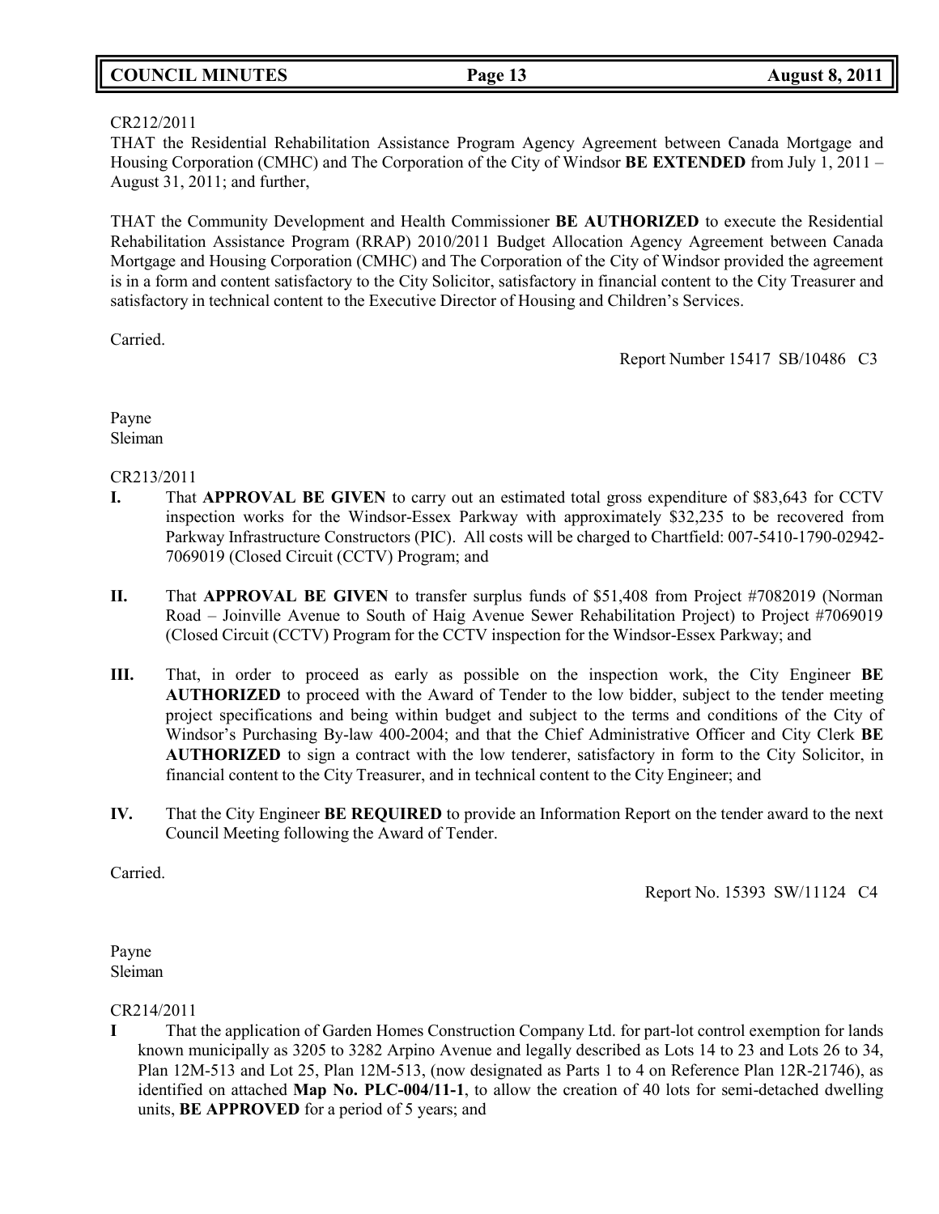CR212/2011
THAT the Residential Rehabilitation Assistance Program Agency Agreement between Canada Mortgage and Housing Corporation (CMHC) and The Corporation of the City of Windsor **BE EXTENDED** from July 1, 2011 – August 31, 2011; and further,

THAT the Community Development and Health Commissioner **BE AUTHORIZED** to execute the Residential Rehabilitation Assistance Program (RRAP) 2010/2011 Budget Allocation Agency Agreement between Canada Mortgage and Housing Corporation (CMHC) and The Corporation of the City of Windsor provided the agreement is in a form and content satisfactory to the City Solicitor, satisfactory in financial content to the City Treasurer and satisfactory in technical content to the Executive Director of Housing and Children's Services.

Carried.

Report Number 15417 SB/10486 C3

Payne
Sleiman

CR213/2011

**I.** That **APPROVAL BE GIVEN** to carry out an estimated total gross expenditure of $83,643 for CCTV inspection works for the Windsor-Essex Parkway with approximately $32,235 to be recovered from Parkway Infrastructure Constructors (PIC). All costs will be charged to Chartfield: 007-5410-1790-02942-7069019 (Closed Circuit (CCTV) Program; and

**II.** That **APPROVAL BE GIVEN** to transfer surplus funds of $51,408 from Project #7082019 (Norman Road – Joinville Avenue to South of Haig Avenue Sewer Rehabilitation Project) to Project #7069019 (Closed Circuit (CCTV) Program for the CCTV inspection for the Windsor-Essex Parkway; and

**III.** That, in order to proceed as early as possible on the inspection work, the City Engineer **BE AUTHORIZED** to proceed with the Award of Tender to the low bidder, subject to the tender meeting project specifications and being within budget and subject to the terms and conditions of the City of Windsor's Purchasing By-law 400-2004; and that the Chief Administrative Officer and City Clerk **BE AUTHORIZED** to sign a contract with the low tenderer, satisfactory in form to the City Solicitor, in financial content to the City Treasurer, and in technical content to the City Engineer; and

**IV.** That the City Engineer **BE REQUIRED** to provide an Information Report on the tender award to the next Council Meeting following the Award of Tender.

Carried.

Report No. 15393 SW/11124 C4

Payne
Sleiman

CR214/2011

**I** That the application of Garden Homes Construction Company Ltd. for part-lot control exemption for lands known municipally as 3205 to 3282 Arpino Avenue and legally described as Lots 14 to 23 and Lots 26 to 34, Plan 12M-513 and Lot 25, Plan 12M-513, (now designated as Parts 1 to 4 on Reference Plan 12R-21746), as identified on attached **Map No. PLC-004/11-1**, to allow the creation of 40 lots for semi-detached dwelling units, **BE APPROVED** for a period of 5 years; and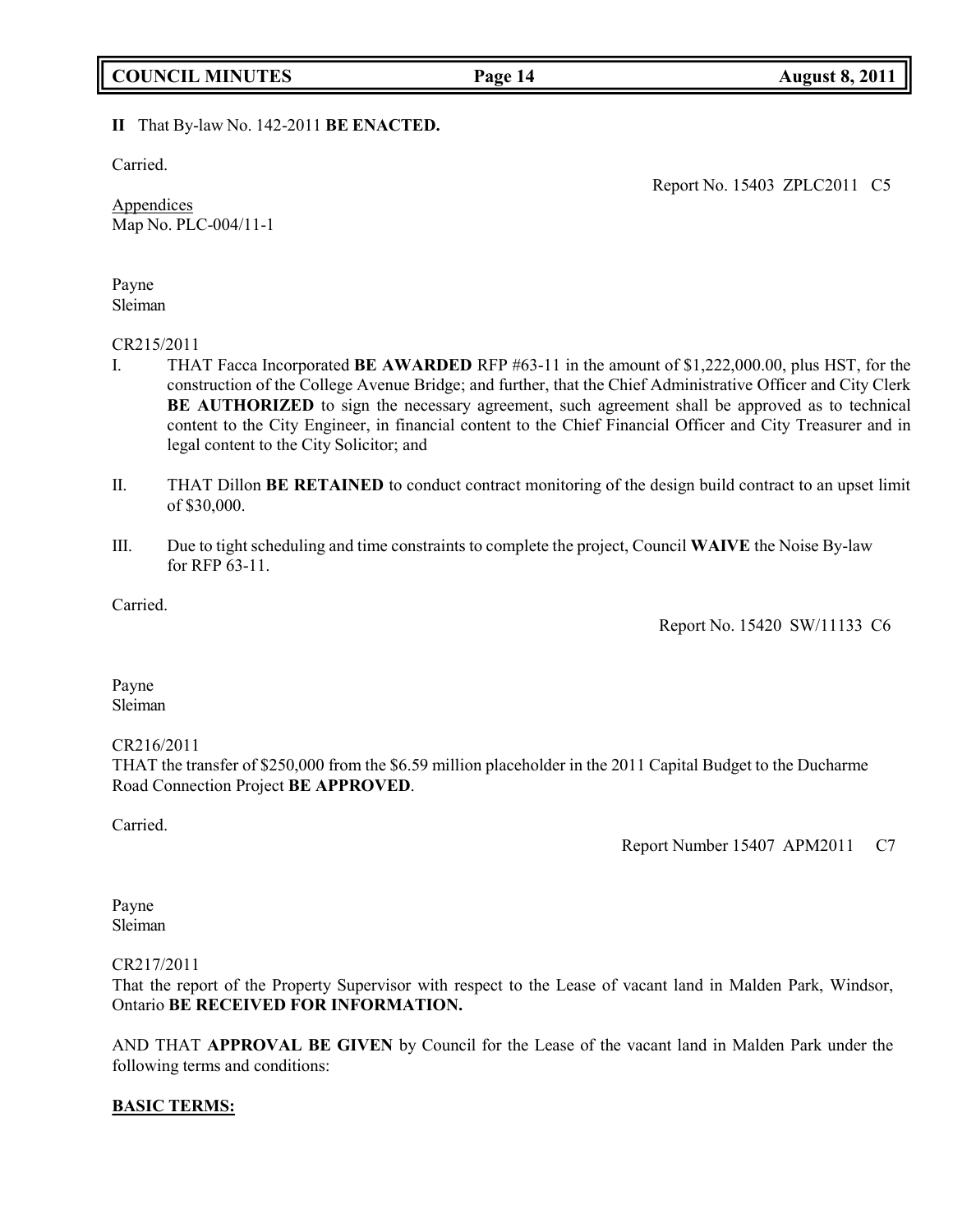**II** That By-law No. 142-2011 **BE ENACTED.**

Carried.

Report No. 15403 ZPLC2011 C5

Appendices
Map No. PLC-004/11-1

Payne
Sleiman

CR215/2011

I. THAT Facca Incorporated **BE AWARDED** RFP #63-11 in the amount of $1,222,000.00, plus HST, for the construction of the College Avenue Bridge; and further, that the Chief Administrative Officer and City Clerk **BE AUTHORIZED** to sign the necessary agreement, such agreement shall be approved as to technical content to the City Engineer, in financial content to the Chief Financial Officer and City Treasurer and in legal content to the City Solicitor; and

II. THAT Dillon **BE RETAINED** to conduct contract monitoring of the design build contract to an upset limit of $30,000.

III. Due to tight scheduling and time constraints to complete the project, Council **WAIVE** the Noise By-law for RFP 63-11.

Carried.

Report No. 15420 SW/11133 C6

Payne
Sleiman

CR216/2011
THAT the transfer of $250,000 from the $6.59 million placeholder in the 2011 Capital Budget to the Ducharme Road Connection Project **BE APPROVED**.

Carried.

Report Number 15407 APM2011 C7

Payne
Sleiman

CR217/2011
That the report of the Property Supervisor with respect to the Lease of vacant land in Malden Park, Windsor, Ontario **BE RECEIVED FOR INFORMATION.**

AND THAT **APPROVAL BE GIVEN** by Council for the Lease of the vacant land in Malden Park under the following terms and conditions:

**BASIC TERMS:**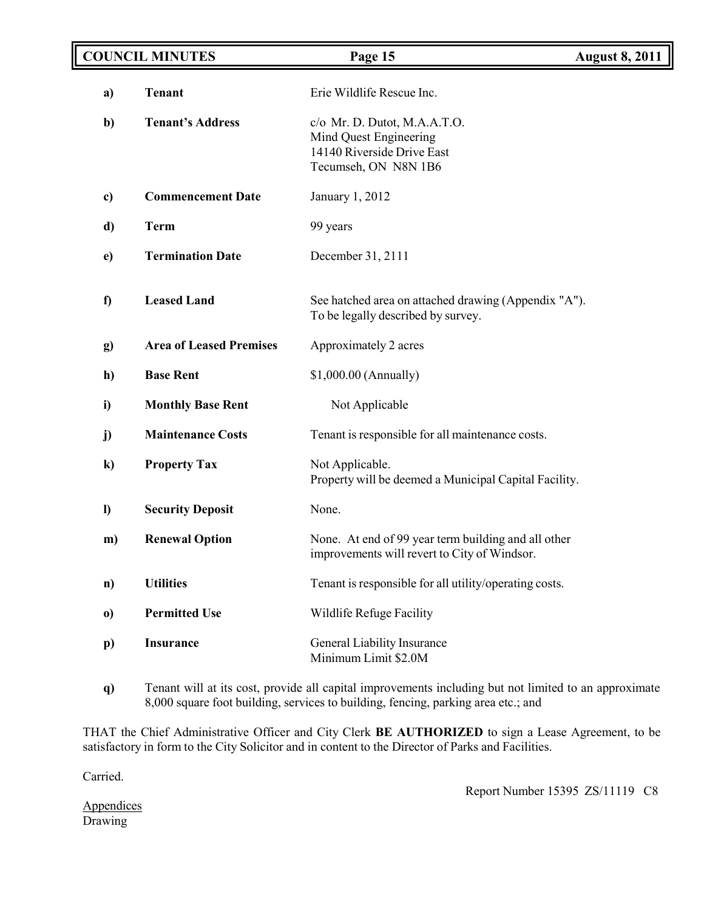| | | |
|---|---|---|
| **a)** | **Tenant** | Erie Wildlife Rescue Inc. |
| **b)** | **Tenant's Address** | c/o Mr. D. Dutot, M.A.A.T.O.<br>Mind Quest Engineering<br>14140 Riverside Drive East<br>Tecumseh, ON N8N 1B6 |
| **c)** | **Commencement Date** | January 1, 2012 |
| **d)** | **Term** | 99 years |
| **e)** | **Termination Date** | December 31, 2111 |
| **f)** | **Leased Land** | See hatched area on attached drawing (Appendix "A").<br>To be legally described by survey. |
| **g)** | **Area of Leased Premises** | Approximately 2 acres |
| **h)** | **Base Rent** | $1,000.00 (Annually) |
| **i)** | **Monthly Base Rent** | Not Applicable |
| **j)** | **Maintenance Costs** | Tenant is responsible for all maintenance costs. |
| **k)** | **Property Tax** | Not Applicable.<br>Property will be deemed a Municipal Capital Facility. |
| **l)** | **Security Deposit** | None. |
| **m)** | **Renewal Option** | None. At end of 99 year term building and all other improvements will revert to City of Windsor. |
| **n)** | **Utilities** | Tenant is responsible for all utility/operating costs. |
| **o)** | **Permitted Use** | Wildlife Refuge Facility |
| **p)** | **Insurance** | General Liability Insurance<br>Minimum Limit $2.0M |

**q)** Tenant will at its cost, provide all capital improvements including but not limited to an approximate 8,000 square foot building, services to building, fencing, parking area etc.; and

THAT the Chief Administrative Officer and City Clerk **BE AUTHORIZED** to sign a Lease Agreement, to be satisfactory in form to the City Solicitor and in content to the Director of Parks and Facilities.

Carried.

Report Number 15395 ZS/11119 C8

Appendices
Drawing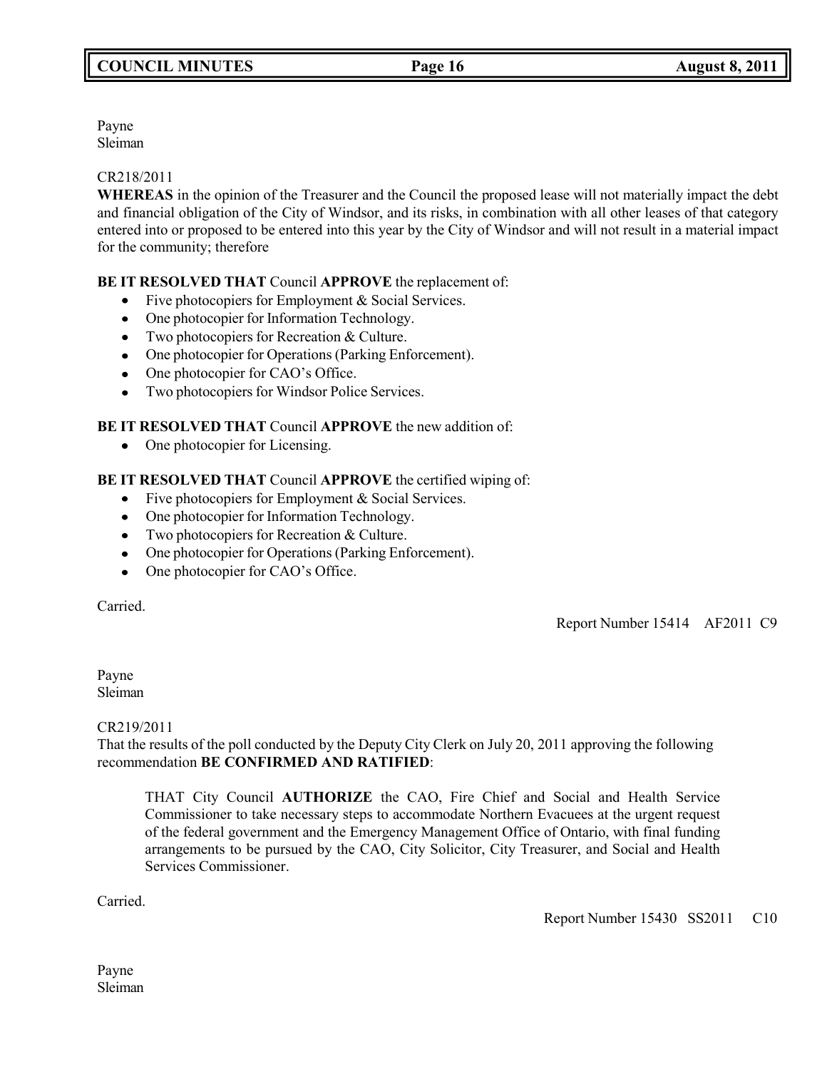Payne
Sleiman

CR218/2011

**WHEREAS** in the opinion of the Treasurer and the Council the proposed lease will not materially impact the debt and financial obligation of the City of Windsor, and its risks, in combination with all other leases of that category entered into or proposed to be entered into this year by the City of Windsor and will not result in a material impact for the community; therefore

**BE IT RESOLVED THAT** Council **APPROVE** the replacement of:

- Five photocopiers for Employment & Social Services.
- One photocopier for Information Technology.
- Two photocopiers for Recreation & Culture.
- One photocopier for Operations (Parking Enforcement).
- One photocopier for CAO's Office.
- Two photocopiers for Windsor Police Services.

**BE IT RESOLVED THAT** Council **APPROVE** the new addition of:

- One photocopier for Licensing.

**BE IT RESOLVED THAT** Council **APPROVE** the certified wiping of:

- Five photocopiers for Employment & Social Services.
- One photocopier for Information Technology.
- Two photocopiers for Recreation & Culture.
- One photocopier for Operations (Parking Enforcement).
- One photocopier for CAO's Office.

Carried.

Report Number 15414 AF2011 C9

Payne
Sleiman

CR219/2011

That the results of the poll conducted by the Deputy City Clerk on July 20, 2011 approving the following recommendation **BE CONFIRMED AND RATIFIED**:

> THAT City Council **AUTHORIZE** the CAO, Fire Chief and Social and Health Service Commissioner to take necessary steps to accommodate Northern Evacuees at the urgent request of the federal government and the Emergency Management Office of Ontario, with final funding arrangements to be pursued by the CAO, City Solicitor, City Treasurer, and Social and Health Services Commissioner.

Carried.

Report Number 15430 SS2011 C10

Payne
Sleiman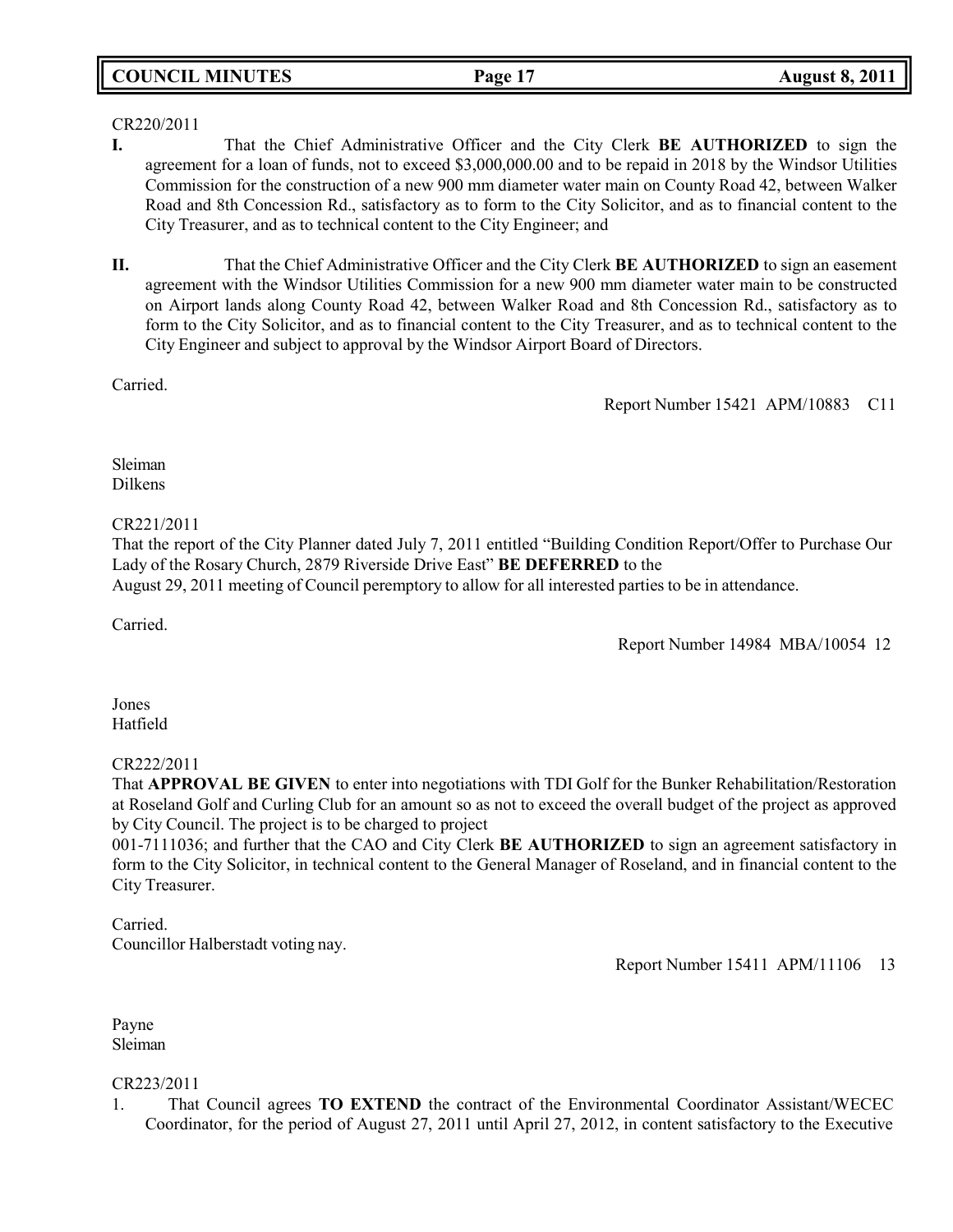CR220/2011

**I.** That the Chief Administrative Officer and the City Clerk **BE AUTHORIZED** to sign the agreement for a loan of funds, not to exceed $3,000,000.00 and to be repaid in 2018 by the Windsor Utilities Commission for the construction of a new 900 mm diameter water main on County Road 42, between Walker Road and 8th Concession Rd., satisfactory as to form to the City Solicitor, and as to financial content to the City Treasurer, and as to technical content to the City Engineer; and

**II.** That the Chief Administrative Officer and the City Clerk **BE AUTHORIZED** to sign an easement agreement with the Windsor Utilities Commission for a new 900 mm diameter water main to be constructed on Airport lands along County Road 42, between Walker Road and 8th Concession Rd., satisfactory as to form to the City Solicitor, and as to financial content to the City Treasurer, and as to technical content to the City Engineer and subject to approval by the Windsor Airport Board of Directors.

Carried.

Report Number 15421 APM/10883 C11

Sleiman
Dilkens

CR221/2011

That the report of the City Planner dated July 7, 2011 entitled "Building Condition Report/Offer to Purchase Our Lady of the Rosary Church, 2879 Riverside Drive East" **BE DEFERRED** to the August 29, 2011 meeting of Council peremptory to allow for all interested parties to be in attendance.

Carried.

Report Number 14984 MBA/10054 12

Jones
Hatfield

CR222/2011

That **APPROVAL BE GIVEN** to enter into negotiations with TDI Golf for the Bunker Rehabilitation/Restoration at Roseland Golf and Curling Club for an amount so as not to exceed the overall budget of the project as approved by City Council. The project is to be charged to project 001-7111036; and further that the CAO and City Clerk **BE AUTHORIZED** to sign an agreement satisfactory in form to the City Solicitor, in technical content to the General Manager of Roseland, and in financial content to the City Treasurer.

Carried.
Councillor Halberstadt voting nay.

Report Number 15411 APM/11106 13

Payne
Sleiman

CR223/2011

1. That Council agrees **TO EXTEND** the contract of the Environmental Coordinator Assistant/WECEC Coordinator, for the period of August 27, 2011 until April 27, 2012, in content satisfactory to the Executive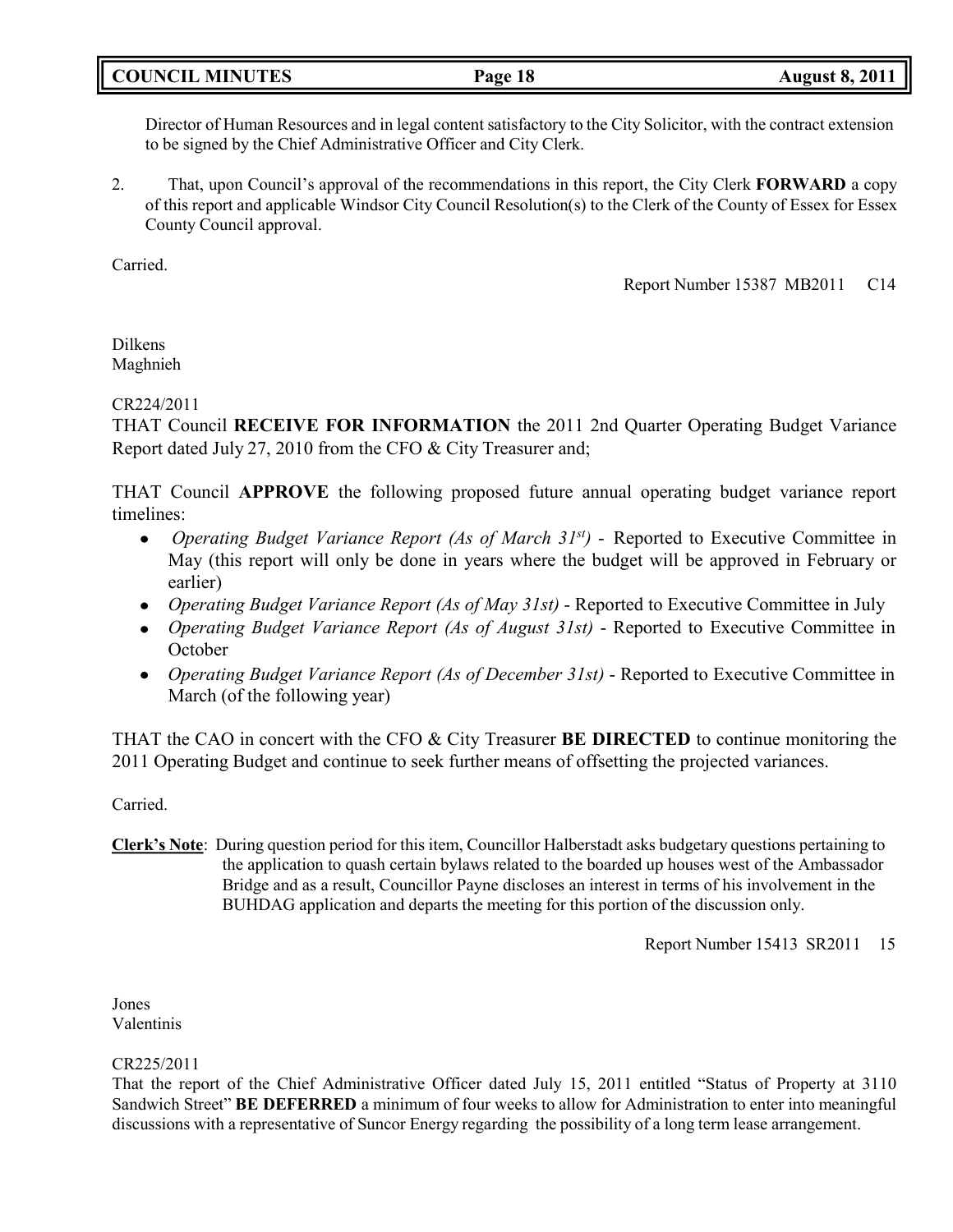Director of Human Resources and in legal content satisfactory to the City Solicitor, with the contract extension to be signed by the Chief Administrative Officer and City Clerk.

2. That, upon Council's approval of the recommendations in this report, the City Clerk **FORWARD** a copy of this report and applicable Windsor City Council Resolution(s) to the Clerk of the County of Essex for Essex County Council approval.

Carried.

Report Number 15387 MB2011 C14

Dilkens
Maghnieh

CR224/2011

THAT Council **RECEIVE FOR INFORMATION** the 2011 2nd Quarter Operating Budget Variance Report dated July 27, 2010 from the CFO & City Treasurer and;

THAT Council **APPROVE** the following proposed future annual operating budget variance report timelines:

- *Operating Budget Variance Report (As of March 31st)* - Reported to Executive Committee in May (this report will only be done in years where the budget will be approved in February or earlier)
- *Operating Budget Variance Report (As of May 31st)* - Reported to Executive Committee in July
- *Operating Budget Variance Report (As of August 31st)* - Reported to Executive Committee in October
- *Operating Budget Variance Report (As of December 31st)* - Reported to Executive Committee in March (of the following year)

THAT the CAO in concert with the CFO & City Treasurer **BE DIRECTED** to continue monitoring the 2011 Operating Budget and continue to seek further means of offsetting the projected variances.

Carried.

**Clerk's Note**: During question period for this item, Councillor Halberstadt asks budgetary questions pertaining to the application to quash certain bylaws related to the boarded up houses west of the Ambassador Bridge and as a result, Councillor Payne discloses an interest in terms of his involvement in the BUHDAG application and departs the meeting for this portion of the discussion only.

Report Number 15413 SR2011 15

Jones
Valentinis

CR225/2011

That the report of the Chief Administrative Officer dated July 15, 2011 entitled "Status of Property at 3110 Sandwich Street" **BE DEFERRED** a minimum of four weeks to allow for Administration to enter into meaningful discussions with a representative of Suncor Energy regarding the possibility of a long term lease arrangement.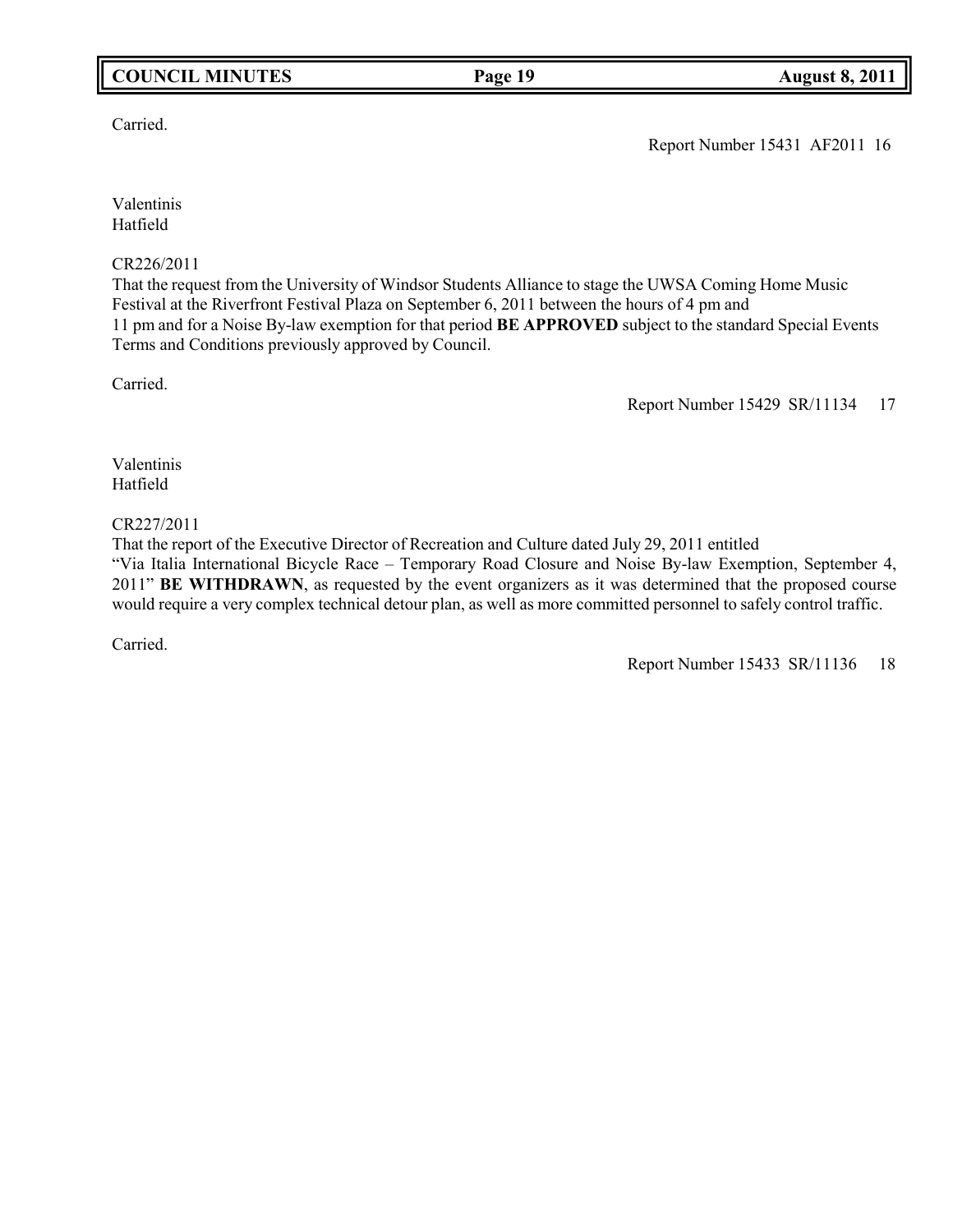Carried.

Report Number 15431 AF2011 16

Valentinis
Hatfield

CR226/2011
That the request from the University of Windsor Students Alliance to stage the UWSA Coming Home Music Festival at the Riverfront Festival Plaza on September 6, 2011 between the hours of 4 pm and 11 pm and for a Noise By-law exemption for that period **BE APPROVED** subject to the standard Special Events Terms and Conditions previously approved by Council.

Carried.

Report Number 15429 SR/11134 17

Valentinis
Hatfield

CR227/2011
That the report of the Executive Director of Recreation and Culture dated July 29, 2011 entitled "Via Italia International Bicycle Race – Temporary Road Closure and Noise By-law Exemption, September 4, 2011" **BE WITHDRAWN**, as requested by the event organizers as it was determined that the proposed course would require a very complex technical detour plan, as well as more committed personnel to safely control traffic.

Carried.

Report Number 15433 SR/11136 18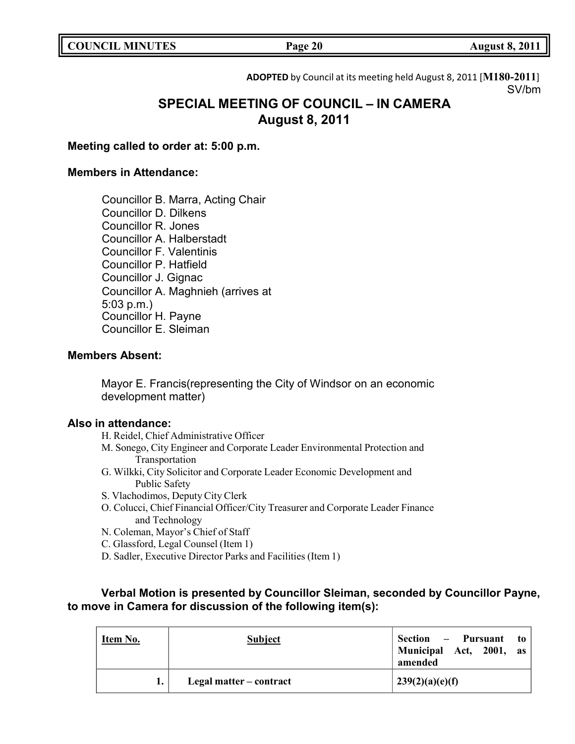**ADOPTED** by Council at its meeting held August 8, 2011 [**M180-2011**]
SV/bm

# SPECIAL MEETING OF COUNCIL – IN CAMERA
# August 8, 2011

**Meeting called to order at: 5:00 p.m.**

**Members in Attendance:**

Councillor B. Marra, Acting Chair
Councillor D. Dilkens
Councillor R. Jones
Councillor A. Halberstadt
Councillor F. Valentinis
Councillor P. Hatfield
Councillor J. Gignac
Councillor A. Maghnieh (arrives at 5:03 p.m.)
Councillor H. Payne
Councillor E. Sleiman

**Members Absent:**

Mayor E. Francis(representing the City of Windsor on an economic development matter)

**Also in attendance:**

H. Reidel, Chief Administrative Officer
M. Sonego, City Engineer and Corporate Leader Environmental Protection and Transportation
G. Wilkki, City Solicitor and Corporate Leader Economic Development and Public Safety
S. Vlachodimos, Deputy City Clerk
O. Colucci, Chief Financial Officer/City Treasurer and Corporate Leader Finance and Technology
N. Coleman, Mayor's Chief of Staff
C. Glassford, Legal Counsel (Item 1)
D. Sadler, Executive Director Parks and Facilities (Item 1)

**Verbal Motion is presented by Councillor Sleiman, seconded by Councillor Payne, to move in Camera for discussion of the following item(s):**

| Item No. | Subject | Section – Pursuant to Municipal Act, 2001, as amended |
|---|---|---|
| 1. | Legal matter – contract | 239(2)(a)(e)(f) |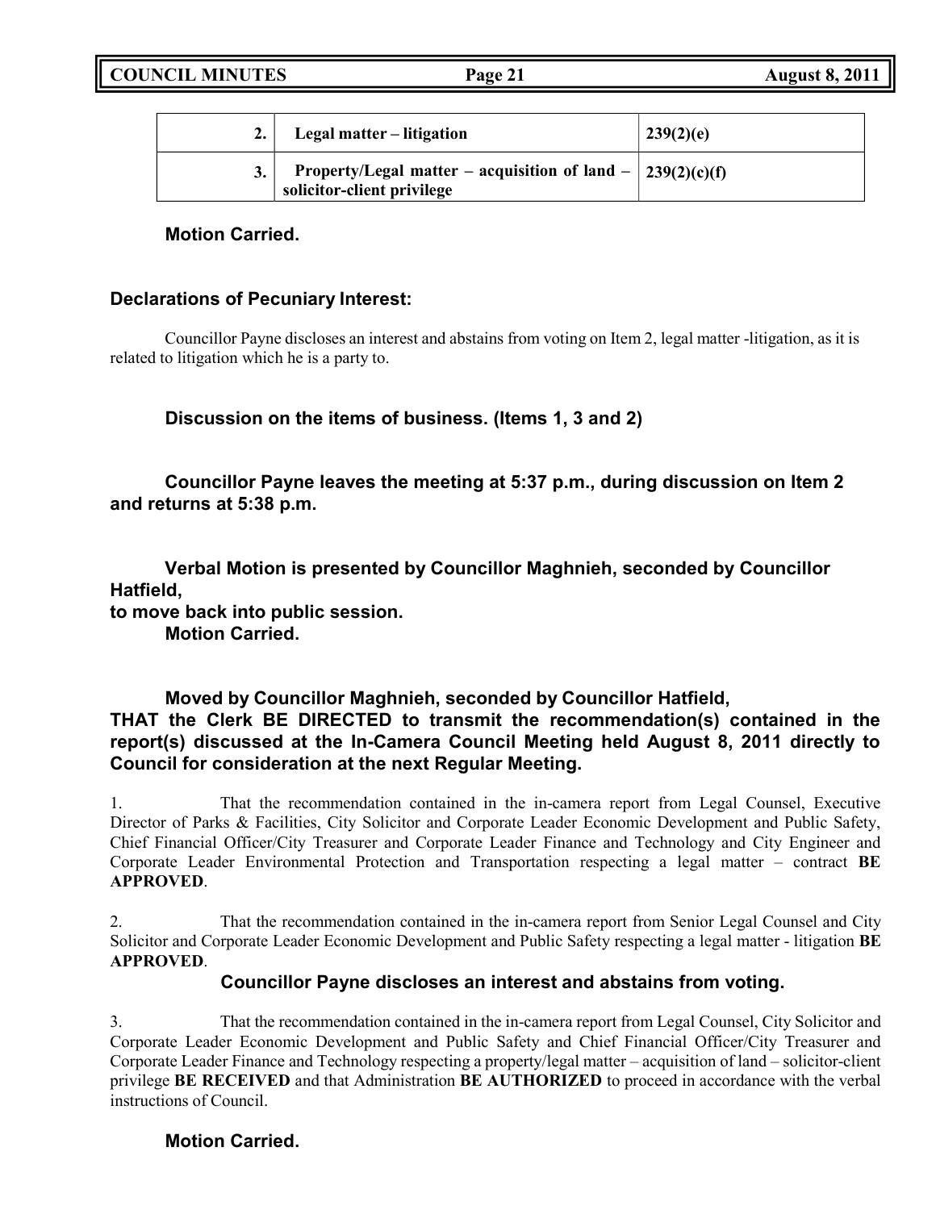| | | |
|---|---|---|
| **2.** | **Legal matter – litigation** | **239(2)(e)** |
| **3.** | **Property/Legal matter – acquisition of land – solicitor-client privilege** | **239(2)(c)(f)** |

**Motion Carried.**

**Declarations of Pecuniary Interest:**

Councillor Payne discloses an interest and abstains from voting on Item 2, legal matter -litigation, as it is related to litigation which he is a party to.

**Discussion on the items of business. (Items 1, 3 and 2)**

**Councillor Payne leaves the meeting at 5:37 p.m., during discussion on Item 2 and returns at 5:38 p.m.**

**Verbal Motion is presented by Councillor Maghnieh, seconded by Councillor Hatfield,**
**to move back into public session.**
**Motion Carried.**

**Moved by Councillor Maghnieh, seconded by Councillor Hatfield,**
**THAT the Clerk BE DIRECTED to transmit the recommendation(s) contained in the report(s) discussed at the In-Camera Council Meeting held August 8, 2011 directly to Council for consideration at the next Regular Meeting.**

1. That the recommendation contained in the in-camera report from Legal Counsel, Executive Director of Parks & Facilities, City Solicitor and Corporate Leader Economic Development and Public Safety, Chief Financial Officer/City Treasurer and Corporate Leader Finance and Technology and City Engineer and Corporate Leader Environmental Protection and Transportation respecting a legal matter – contract **BE APPROVED**.

2. That the recommendation contained in the in-camera report from Senior Legal Counsel and City Solicitor and Corporate Leader Economic Development and Public Safety respecting a legal matter - litigation **BE APPROVED**.

**Councillor Payne discloses an interest and abstains from voting.**

3. That the recommendation contained in the in-camera report from Legal Counsel, City Solicitor and Corporate Leader Economic Development and Public Safety and Chief Financial Officer/City Treasurer and Corporate Leader Finance and Technology respecting a property/legal matter – acquisition of land – solicitor-client privilege **BE RECEIVED** and that Administration **BE AUTHORIZED** to proceed in accordance with the verbal instructions of Council.

**Motion Carried.**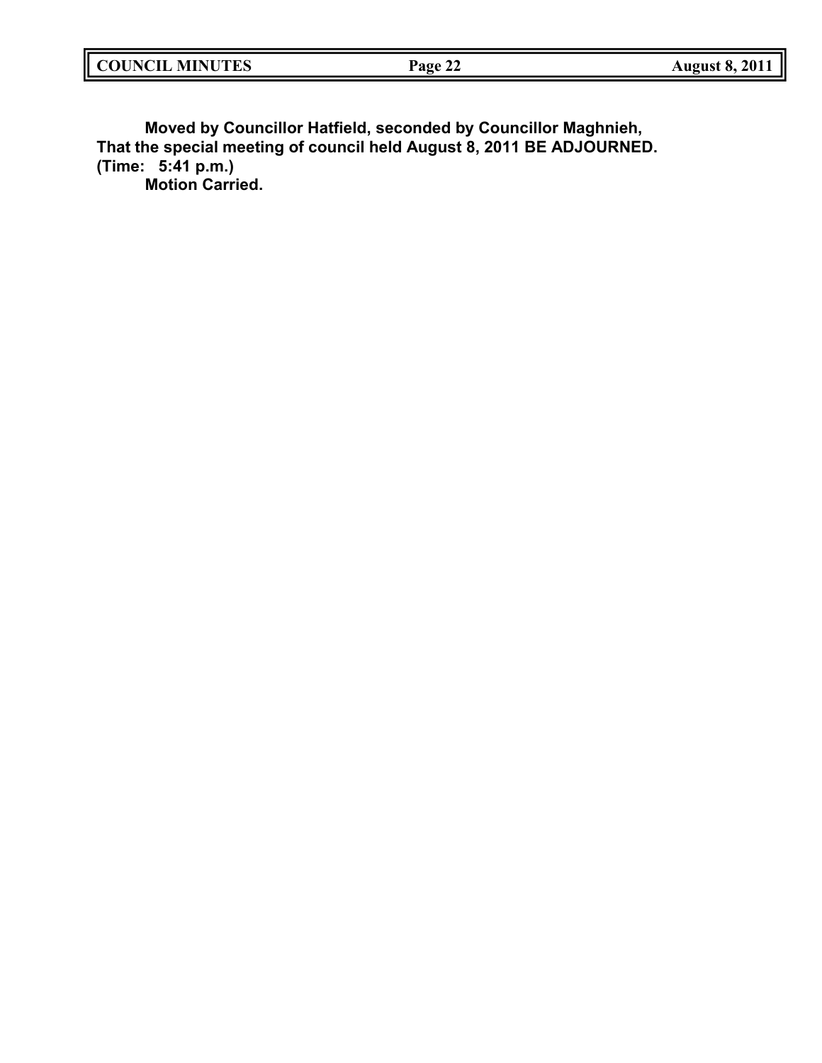**Moved by Councillor Hatfield, seconded by Councillor Maghnieh,**
**That the special meeting of council held August 8, 2011 BE ADJOURNED.**
**(Time: 5:41 p.m.)**
**Motion Carried.**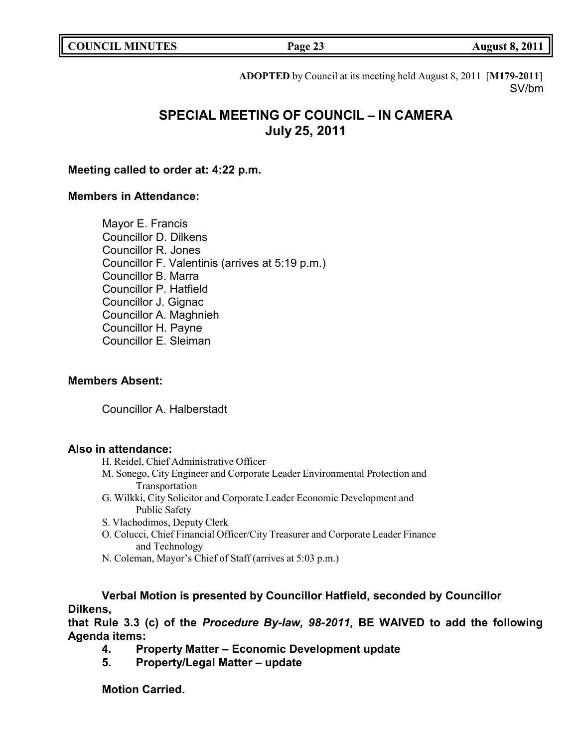**ADOPTED** by Council at its meeting held August 8, 2011 [**M179-2011**]
SV/bm

# SPECIAL MEETING OF COUNCIL – IN CAMERA
## July 25, 2011

**Meeting called to order at: 4:22 p.m.**

**Members in Attendance:**

Mayor E. Francis
Councillor D. Dilkens
Councillor R. Jones
Councillor F. Valentinis (arrives at 5:19 p.m.)
Councillor B. Marra
Councillor P. Hatfield
Councillor J. Gignac
Councillor A. Maghnieh
Councillor H. Payne
Councillor E. Sleiman

**Members Absent:**

Councillor A. Halberstadt

**Also in attendance:**

H. Reidel, Chief Administrative Officer
M. Sonego, City Engineer and Corporate Leader Environmental Protection and Transportation
G. Wilkki, City Solicitor and Corporate Leader Economic Development and Public Safety
S. Vlachodimos, Deputy Clerk
O. Colucci, Chief Financial Officer/City Treasurer and Corporate Leader Finance and Technology
N. Coleman, Mayor's Chief of Staff (arrives at 5:03 p.m.)

**Verbal Motion is presented by Councillor Hatfield, seconded by Councillor Dilkens,**
**that Rule 3.3 (c) of the *Procedure By-law, 98-2011,* BE WAIVED to add the following Agenda items:**

**4. Property Matter – Economic Development update**
**5. Property/Legal Matter – update**

**Motion Carried.**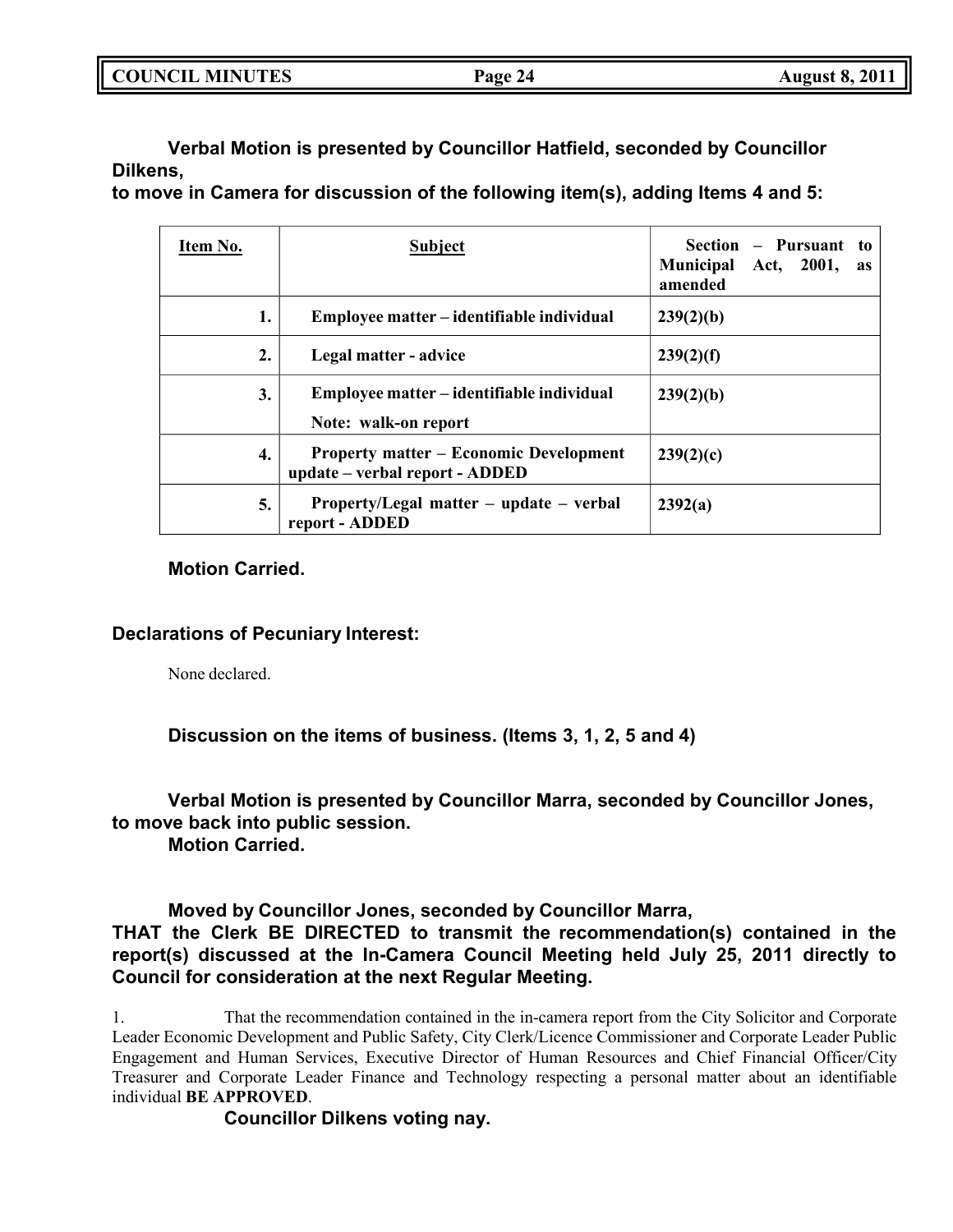**Verbal Motion is presented by Councillor Hatfield, seconded by Councillor Dilkens,**
**to move in Camera for discussion of the following item(s), adding Items 4 and 5:**

| Item No. | Subject | Section – Pursuant to Municipal Act, 2001, as amended |
|---|---|---|
| 1. | Employee matter – identifiable individual | 239(2)(b) |
| 2. | Legal matter - advice | 239(2)(f) |
| 3. | Employee matter – identifiable individual<br>Note: walk-on report | 239(2)(b) |
| 4. | Property matter – Economic Development update – verbal report - ADDED | 239(2)(c) |
| 5. | Property/Legal matter – update – verbal report - ADDED | 2392(a) |

**Motion Carried.**

**Declarations of Pecuniary Interest:**

None declared.

**Discussion on the items of business. (Items 3, 1, 2, 5 and 4)**

**Verbal Motion is presented by Councillor Marra, seconded by Councillor Jones, to move back into public session.**
**Motion Carried.**

**Moved by Councillor Jones, seconded by Councillor Marra,**
**THAT the Clerk BE DIRECTED to transmit the recommendation(s) contained in the report(s) discussed at the In-Camera Council Meeting held July 25, 2011 directly to Council for consideration at the next Regular Meeting.**

1. That the recommendation contained in the in-camera report from the City Solicitor and Corporate Leader Economic Development and Public Safety, City Clerk/Licence Commissioner and Corporate Leader Public Engagement and Human Services, Executive Director of Human Resources and Chief Financial Officer/City Treasurer and Corporate Leader Finance and Technology respecting a personal matter about an identifiable individual **BE APPROVED**.

**Councillor Dilkens voting nay.**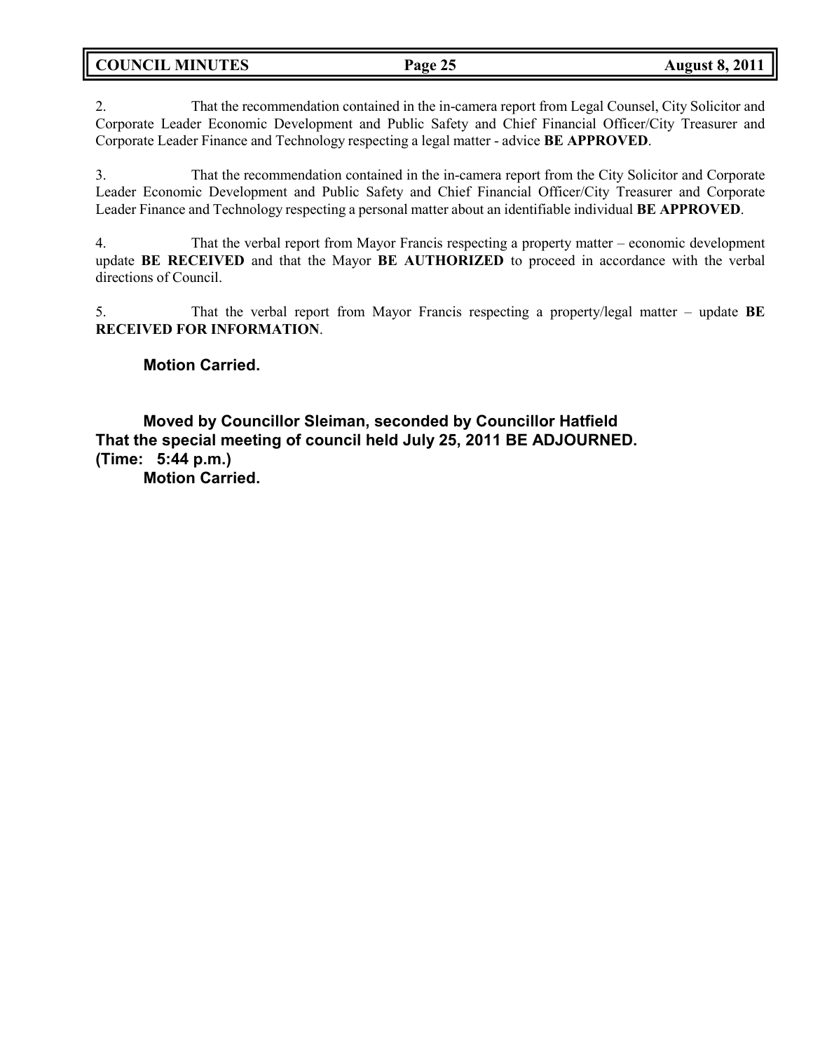2. That the recommendation contained in the in-camera report from Legal Counsel, City Solicitor and Corporate Leader Economic Development and Public Safety and Chief Financial Officer/City Treasurer and Corporate Leader Finance and Technology respecting a legal matter - advice **BE APPROVED**.

3. That the recommendation contained in the in-camera report from the City Solicitor and Corporate Leader Economic Development and Public Safety and Chief Financial Officer/City Treasurer and Corporate Leader Finance and Technology respecting a personal matter about an identifiable individual **BE APPROVED**.

4. That the verbal report from Mayor Francis respecting a property matter – economic development update **BE RECEIVED** and that the Mayor **BE AUTHORIZED** to proceed in accordance with the verbal directions of Council.

5. That the verbal report from Mayor Francis respecting a property/legal matter – update **BE RECEIVED FOR INFORMATION**.

**Motion Carried.**

**Moved by Councillor Sleiman, seconded by Councillor Hatfield**
**That the special meeting of council held July 25, 2011 BE ADJOURNED.**
**(Time: 5:44 p.m.)**
**Motion Carried.**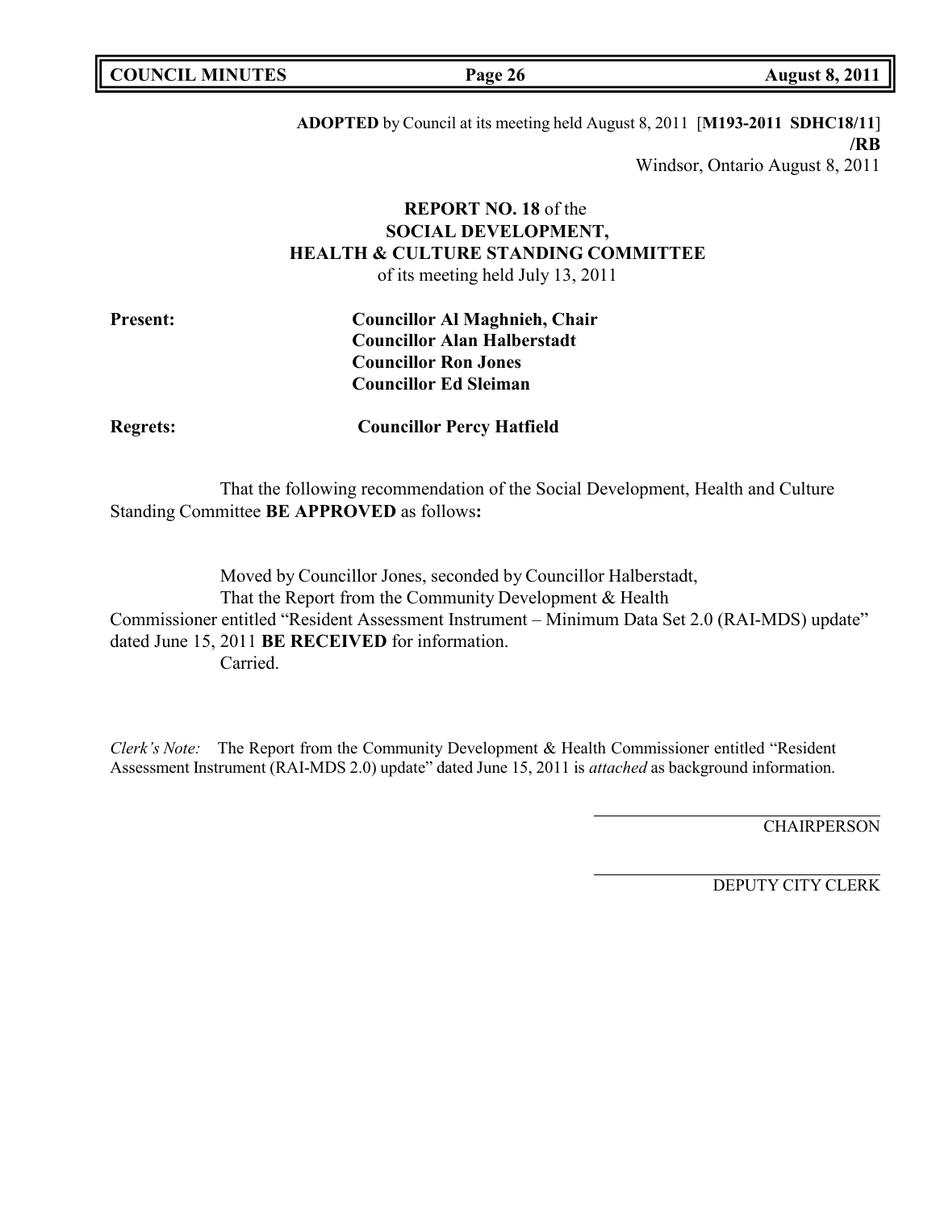**ADOPTED** by Council at its meeting held August 8, 2011 [**M193-2011 SDHC18/11**]
**/RB**
Windsor, Ontario August 8, 2011

**REPORT NO. 18** of the
**SOCIAL DEVELOPMENT,**
**HEALTH & CULTURE STANDING COMMITTEE**
of its meeting held July 13, 2011

**Present:** **Councillor Al Maghnieh, Chair**
**Councillor Alan Halberstadt**
**Councillor Ron Jones**
**Councillor Ed Sleiman**

**Regrets:** **Councillor Percy Hatfield**

That the following recommendation of the Social Development, Health and Culture Standing Committee **BE APPROVED** as follows**:**

Moved by Councillor Jones, seconded by Councillor Halberstadt,
That the Report from the Community Development & Health Commissioner entitled "Resident Assessment Instrument – Minimum Data Set 2.0 (RAI-MDS) update" dated June 15, 2011 **BE RECEIVED** for information.
Carried.

*Clerk's Note:* The Report from the Community Development & Health Commissioner entitled "Resident Assessment Instrument (RAI-MDS 2.0) update" dated June 15, 2011 is *attached* as background information.

CHAIRPERSON

DEPUTY CITY CLERK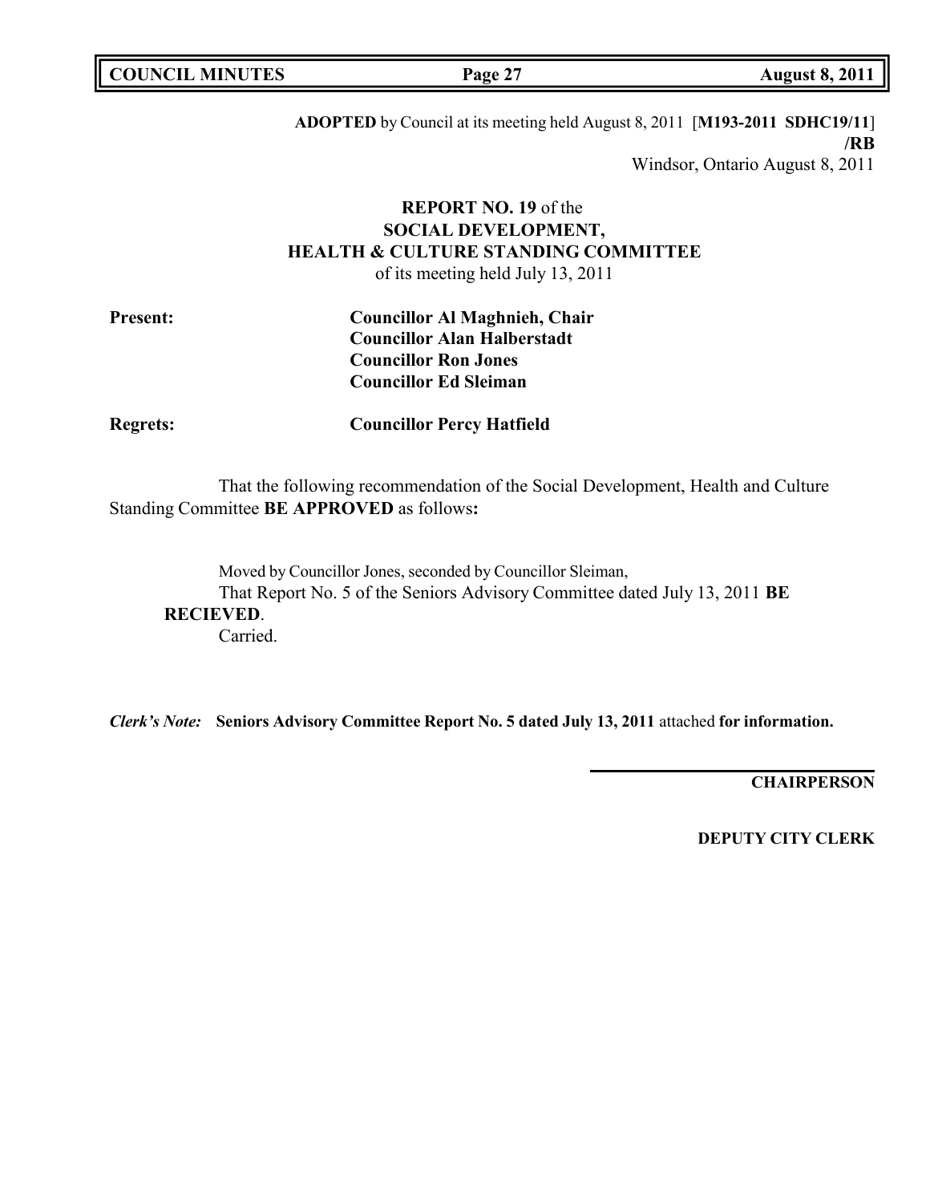**ADOPTED** by Council at its meeting held August 8, 2011 [**M193-2011 SDHC19/11**] **/RB**

Windsor, Ontario August 8, 2011

**REPORT NO. 19** of the
**SOCIAL DEVELOPMENT, HEALTH & CULTURE STANDING COMMITTEE**
of its meeting held July 13, 2011

**Present:** **Councillor Al Maghnieh, Chair**
**Councillor Alan Halberstadt**
**Councillor Ron Jones**
**Councillor Ed Sleiman**

**Regrets:** **Councillor Percy Hatfield**

That the following recommendation of the Social Development, Health and Culture Standing Committee **BE APPROVED** as follows**:**

Moved by Councillor Jones, seconded by Councillor Sleiman,
That Report No. 5 of the Seniors Advisory Committee dated July 13, 2011 **BE RECIEVED**.
Carried.

***Clerk's Note:*** **Seniors Advisory Committee Report No. 5 dated July 13, 2011** attached **for information.**

**CHAIRPERSON**

**DEPUTY CITY CLERK**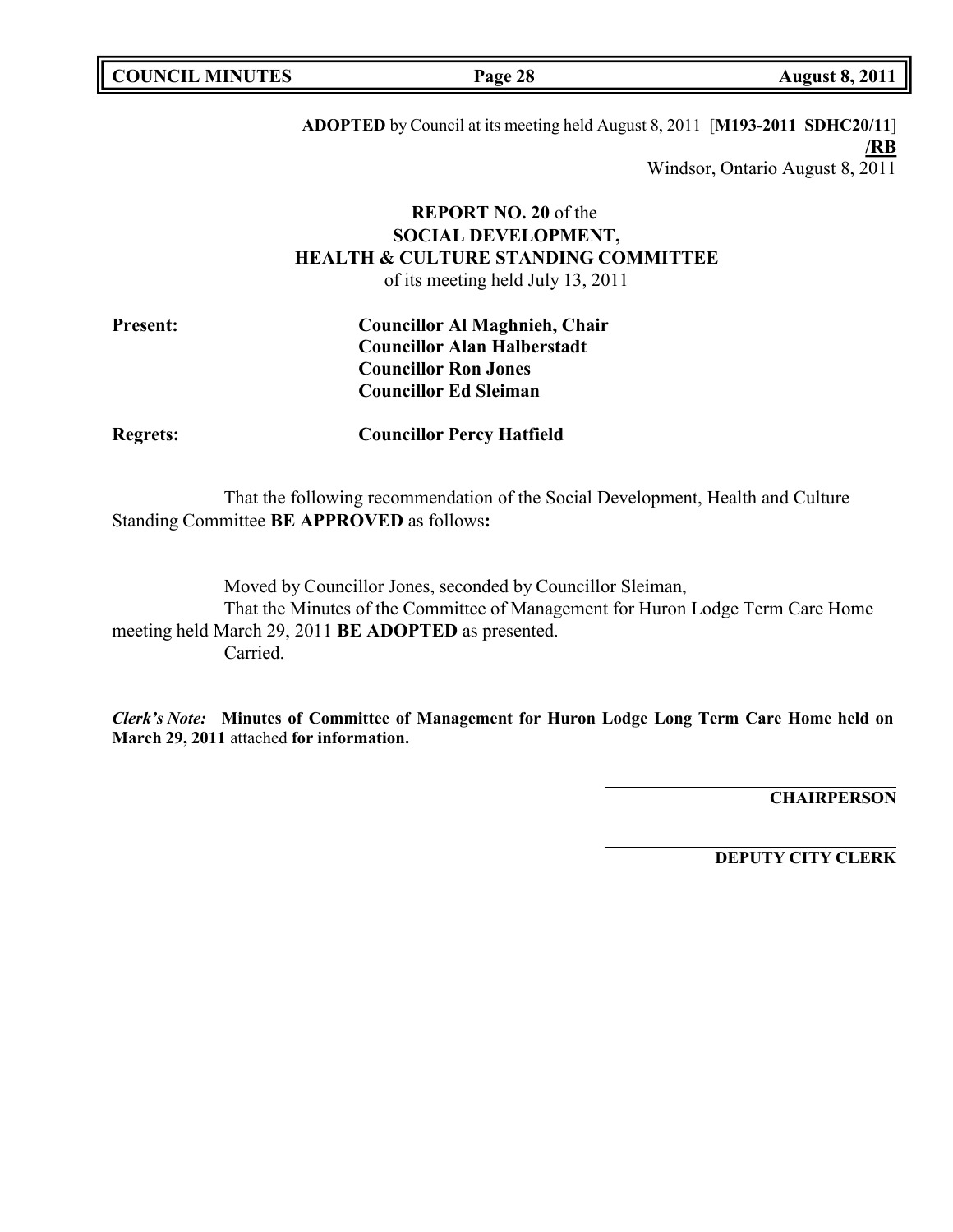**ADOPTED** by Council at its meeting held August 8, 2011 [**M193-2011 SDHC20/11**]
**/RB**
Windsor, Ontario August 8, 2011

**REPORT NO. 20** of the
**SOCIAL DEVELOPMENT,**
**HEALTH & CULTURE STANDING COMMITTEE**
of its meeting held July 13, 2011

**Present:** **Councillor Al Maghnieh, Chair**
**Councillor Alan Halberstadt**
**Councillor Ron Jones**
**Councillor Ed Sleiman**

**Regrets:** **Councillor Percy Hatfield**

That the following recommendation of the Social Development, Health and Culture Standing Committee **BE APPROVED** as follows**:**

Moved by Councillor Jones, seconded by Councillor Sleiman,
That the Minutes of the Committee of Management for Huron Lodge Term Care Home meeting held March 29, 2011 **BE ADOPTED** as presented.
Carried.

***Clerk's Note:*** **Minutes of Committee of Management for Huron Lodge Long Term Care Home held on March 29, 2011** attached **for information.**

**CHAIRPERSON**

**DEPUTY CITY CLERK**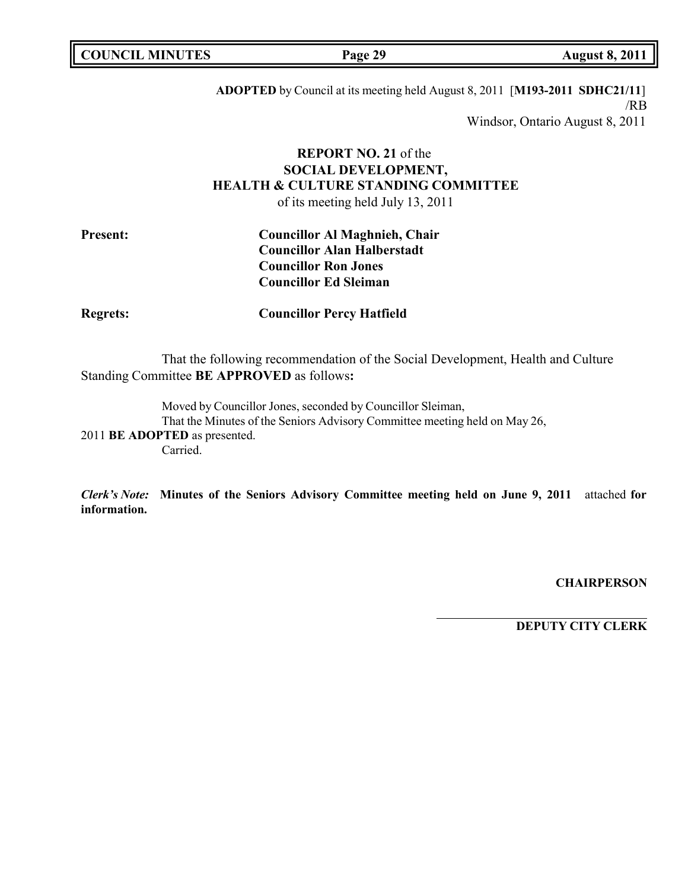**ADOPTED** by Council at its meeting held August 8, 2011 [**M193-2011 SDHC21/11**]
/RB
Windsor, Ontario August 8, 2011

**REPORT NO. 21** of the
**SOCIAL DEVELOPMENT, HEALTH & CULTURE STANDING COMMITTEE**
of its meeting held July 13, 2011

**Present:** **Councillor Al Maghnieh, Chair**
**Councillor Alan Halberstadt**
**Councillor Ron Jones**
**Councillor Ed Sleiman**

**Regrets:** **Councillor Percy Hatfield**

That the following recommendation of the Social Development, Health and Culture Standing Committee **BE APPROVED** as follows**:**

Moved by Councillor Jones, seconded by Councillor Sleiman,
That the Minutes of the Seniors Advisory Committee meeting held on May 26, 2011 **BE ADOPTED** as presented.
Carried.

***Clerk's Note:*** **Minutes of the Seniors Advisory Committee meeting held on June 9, 2011** attached **for information.**

**CHAIRPERSON**

**DEPUTY CITY CLERK**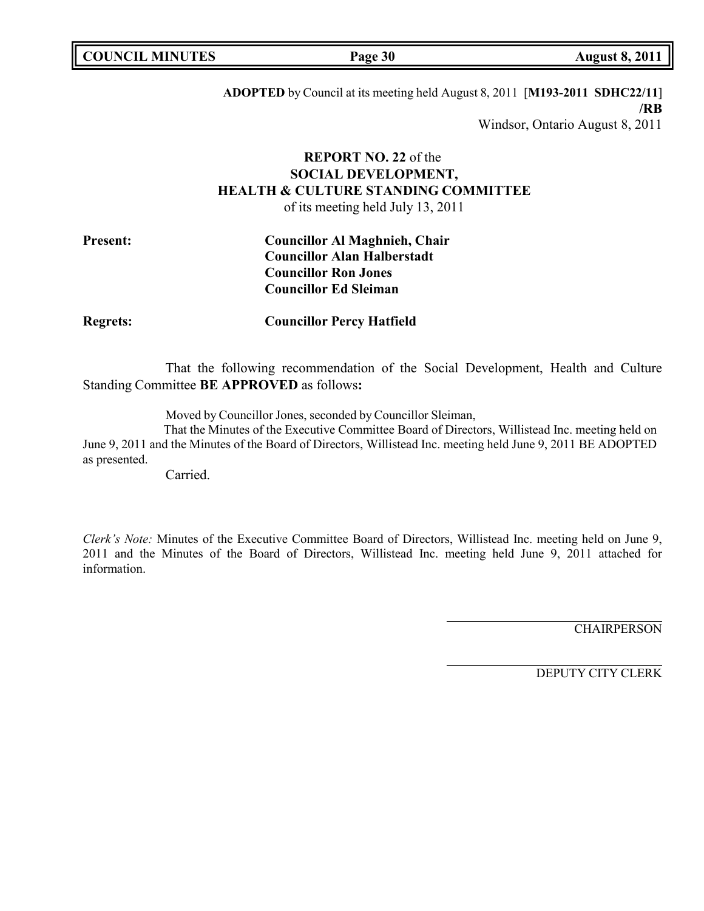**ADOPTED** by Council at its meeting held August 8, 2011 [**M193-2011 SDHC22/11**]
**/RB**
Windsor, Ontario August 8, 2011

**REPORT NO. 22** of the
**SOCIAL DEVELOPMENT,**
**HEALTH & CULTURE STANDING COMMITTEE**
of its meeting held July 13, 2011

**Present:** **Councillor Al Maghnieh, Chair**
**Councillor Alan Halberstadt**
**Councillor Ron Jones**
**Councillor Ed Sleiman**

**Regrets:** **Councillor Percy Hatfield**

That the following recommendation of the Social Development, Health and Culture Standing Committee **BE APPROVED** as follows**:**

Moved by Councillor Jones, seconded by Councillor Sleiman,
That the Minutes of the Executive Committee Board of Directors, Willistead Inc. meeting held on June 9, 2011 and the Minutes of the Board of Directors, Willistead Inc. meeting held June 9, 2011 BE ADOPTED as presented.
Carried.

*Clerk's Note:* Minutes of the Executive Committee Board of Directors, Willistead Inc. meeting held on June 9, 2011 and the Minutes of the Board of Directors, Willistead Inc. meeting held June 9, 2011 attached for information.

CHAIRPERSON

DEPUTY CITY CLERK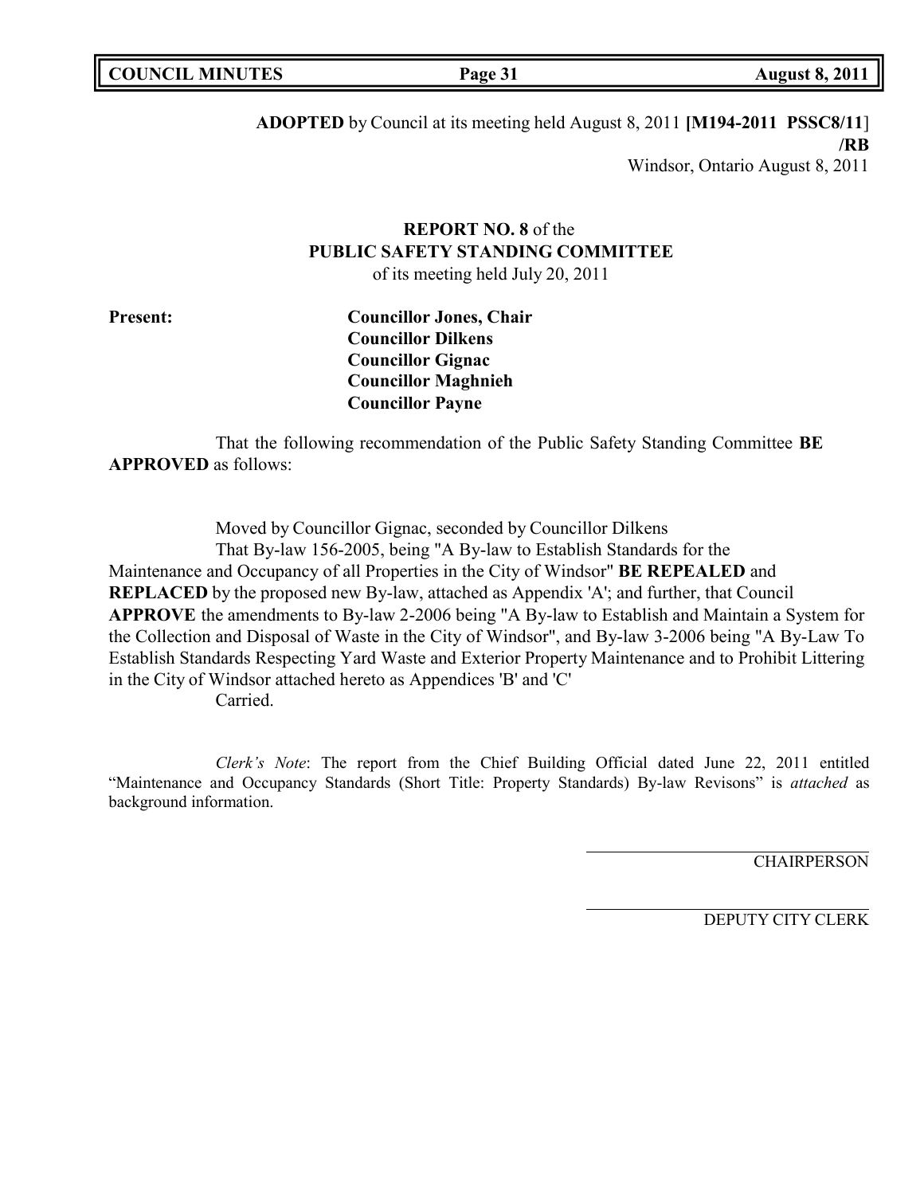**ADOPTED** by Council at its meeting held August 8, 2011 **[M194-2011 PSSC8/11**]
**/RB**
Windsor, Ontario August 8, 2011

**REPORT NO. 8** of the
**PUBLIC SAFETY STANDING COMMITTEE**
of its meeting held July 20, 2011

**Present:**
**Councillor Jones, Chair**
**Councillor Dilkens**
**Councillor Gignac**
**Councillor Maghnieh**
**Councillor Payne**

That the following recommendation of the Public Safety Standing Committee **BE APPROVED** as follows:

Moved by Councillor Gignac, seconded by Councillor Dilkens
That By-law 156-2005, being "A By-law to Establish Standards for the Maintenance and Occupancy of all Properties in the City of Windsor" **BE REPEALED** and **REPLACED** by the proposed new By-law, attached as Appendix 'A'; and further, that Council **APPROVE** the amendments to By-law 2-2006 being "A By-law to Establish and Maintain a System for the Collection and Disposal of Waste in the City of Windsor", and By-law 3-2006 being "A By-Law To Establish Standards Respecting Yard Waste and Exterior Property Maintenance and to Prohibit Littering in the City of Windsor attached hereto as Appendices 'B' and 'C'
Carried.

*Clerk's Note*: The report from the Chief Building Official dated June 22, 2011 entitled "Maintenance and Occupancy Standards (Short Title: Property Standards) By-law Revisons" is *attached* as background information.

CHAIRPERSON

DEPUTY CITY CLERK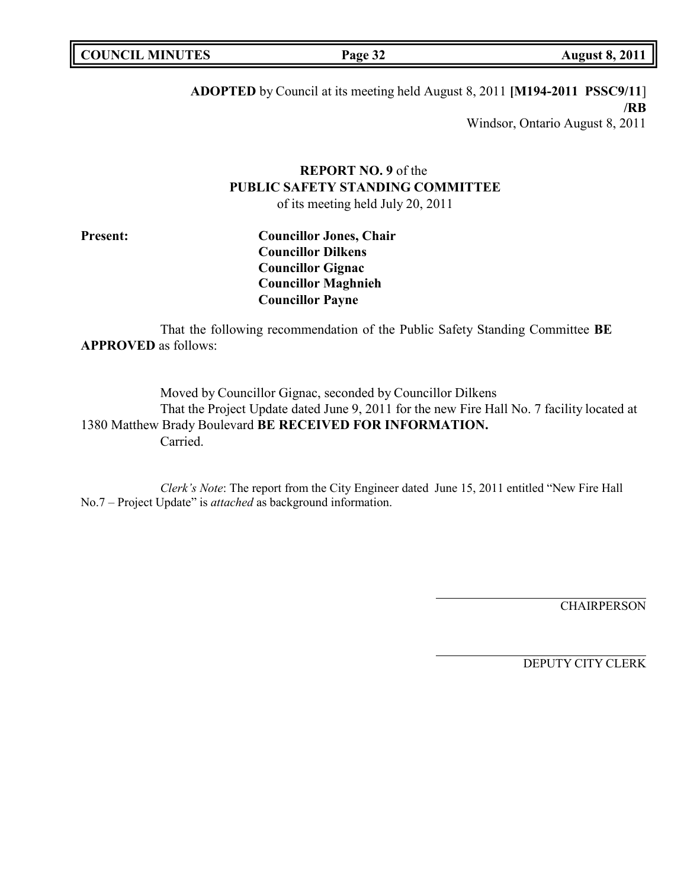**ADOPTED** by Council at its meeting held August 8, 2011 **[M194-2011 PSSC9/11]**
**/RB**
Windsor, Ontario August 8, 2011

**REPORT NO. 9** of the
**PUBLIC SAFETY STANDING COMMITTEE**
of its meeting held July 20, 2011

**Present:**
**Councillor Jones, Chair**
**Councillor Dilkens**
**Councillor Gignac**
**Councillor Maghnieh**
**Councillor Payne**

That the following recommendation of the Public Safety Standing Committee **BE APPROVED** as follows:

Moved by Councillor Gignac, seconded by Councillor Dilkens
That the Project Update dated June 9, 2011 for the new Fire Hall No. 7 facility located at 1380 Matthew Brady Boulevard **BE RECEIVED FOR INFORMATION.**
Carried.

*Clerk's Note*: The report from the City Engineer dated June 15, 2011 entitled "New Fire Hall No.7 – Project Update" is *attached* as background information.

CHAIRPERSON

DEPUTY CITY CLERK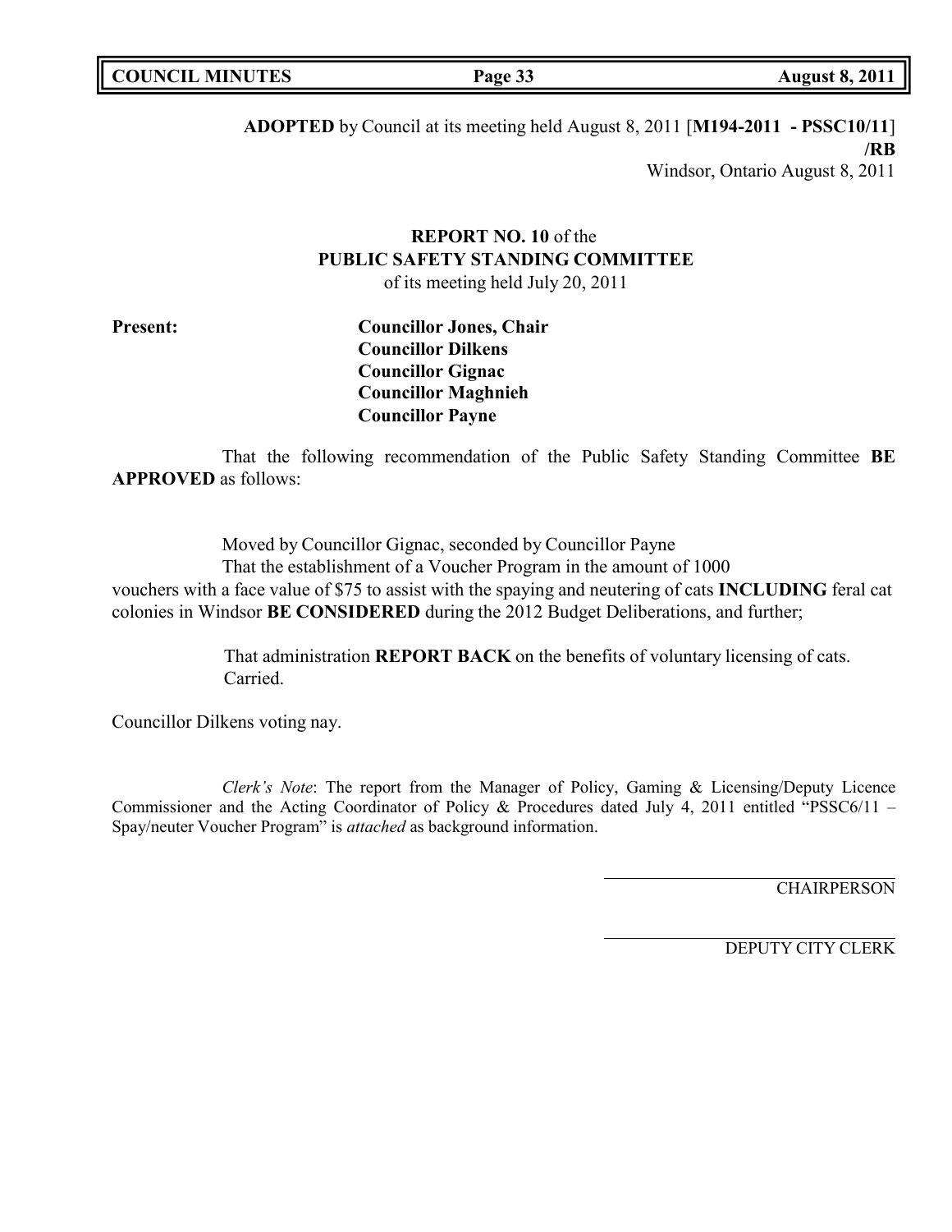**ADOPTED** by Council at its meeting held August 8, 2011 [**M194-2011 - PSSC10/11**] **/RB**

Windsor, Ontario August 8, 2011

**REPORT NO. 10** of the
**PUBLIC SAFETY STANDING COMMITTEE**
of its meeting held July 20, 2011

**Present:**

**Councillor Jones, Chair**
**Councillor Dilkens**
**Councillor Gignac**
**Councillor Maghnieh**
**Councillor Payne**

That the following recommendation of the Public Safety Standing Committee **BE APPROVED** as follows:

Moved by Councillor Gignac, seconded by Councillor Payne

That the establishment of a Voucher Program in the amount of 1000 vouchers with a face value of $75 to assist with the spaying and neutering of cats **INCLUDING** feral cat colonies in Windsor **BE CONSIDERED** during the 2012 Budget Deliberations, and further;

That administration **REPORT BACK** on the benefits of voluntary licensing of cats.
Carried.

Councillor Dilkens voting nay.

*Clerk's Note*: The report from the Manager of Policy, Gaming & Licensing/Deputy Licence Commissioner and the Acting Coordinator of Policy & Procedures dated July 4, 2011 entitled "PSSC6/11 – Spay/neuter Voucher Program" is *attached* as background information.

CHAIRPERSON

DEPUTY CITY CLERK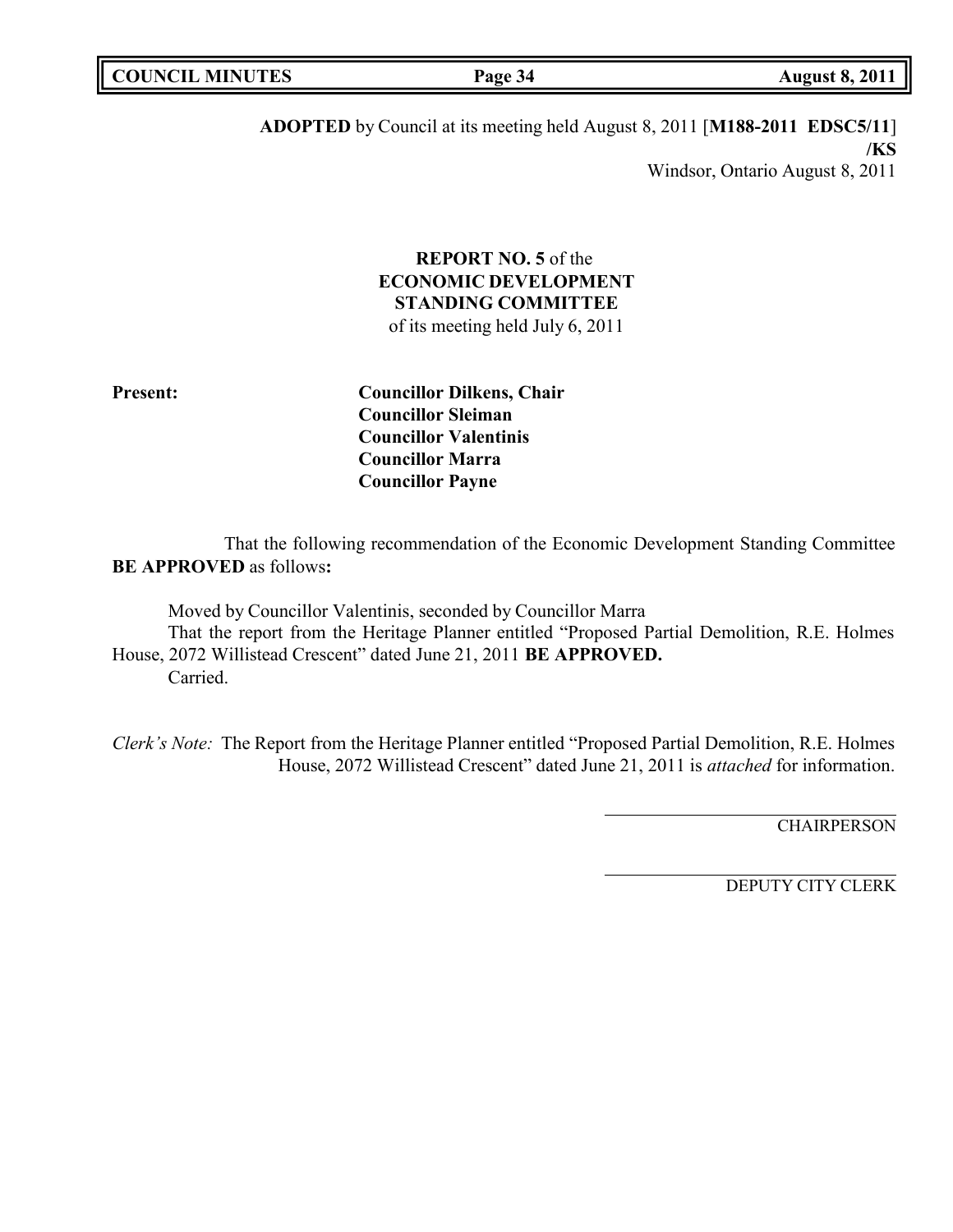**ADOPTED** by Council at its meeting held August 8, 2011 [**M188-2011 EDSC5/11**]
**/KS**
Windsor, Ontario August 8, 2011

**REPORT NO. 5** of the
**ECONOMIC DEVELOPMENT STANDING COMMITTEE**
of its meeting held July 6, 2011

**Present:**
**Councillor Dilkens, Chair**
**Councillor Sleiman**
**Councillor Valentinis**
**Councillor Marra**
**Councillor Payne**

That the following recommendation of the Economic Development Standing Committee **BE APPROVED** as follows**:**

Moved by Councillor Valentinis, seconded by Councillor Marra
That the report from the Heritage Planner entitled "Proposed Partial Demolition, R.E. Holmes House, 2072 Willistead Crescent" dated June 21, 2011 **BE APPROVED.**
Carried.

*Clerk's Note:* The Report from the Heritage Planner entitled "Proposed Partial Demolition, R.E. Holmes House, 2072 Willistead Crescent" dated June 21, 2011 is *attached* for information.

CHAIRPERSON

DEPUTY CITY CLERK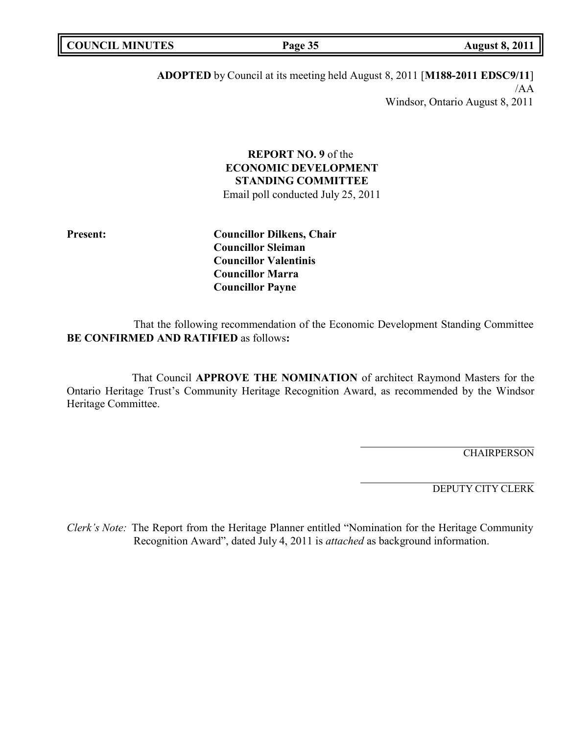**ADOPTED** by Council at its meeting held August 8, 2011 [**M188-2011 EDSC9/11**]
/AA
Windsor, Ontario August 8, 2011

**REPORT NO. 9** of the
**ECONOMIC DEVELOPMENT STANDING COMMITTEE**
Email poll conducted July 25, 2011

**Present:**
**Councillor Dilkens, Chair**
**Councillor Sleiman**
**Councillor Valentinis**
**Councillor Marra**
**Councillor Payne**

That the following recommendation of the Economic Development Standing Committee **BE CONFIRMED AND RATIFIED** as follows**:**

That Council **APPROVE THE NOMINATION** of architect Raymond Masters for the Ontario Heritage Trust's Community Heritage Recognition Award, as recommended by the Windsor Heritage Committee.

CHAIRPERSON

DEPUTY CITY CLERK

*Clerk's Note:* The Report from the Heritage Planner entitled "Nomination for the Heritage Community Recognition Award", dated July 4, 2011 is *attached* as background information.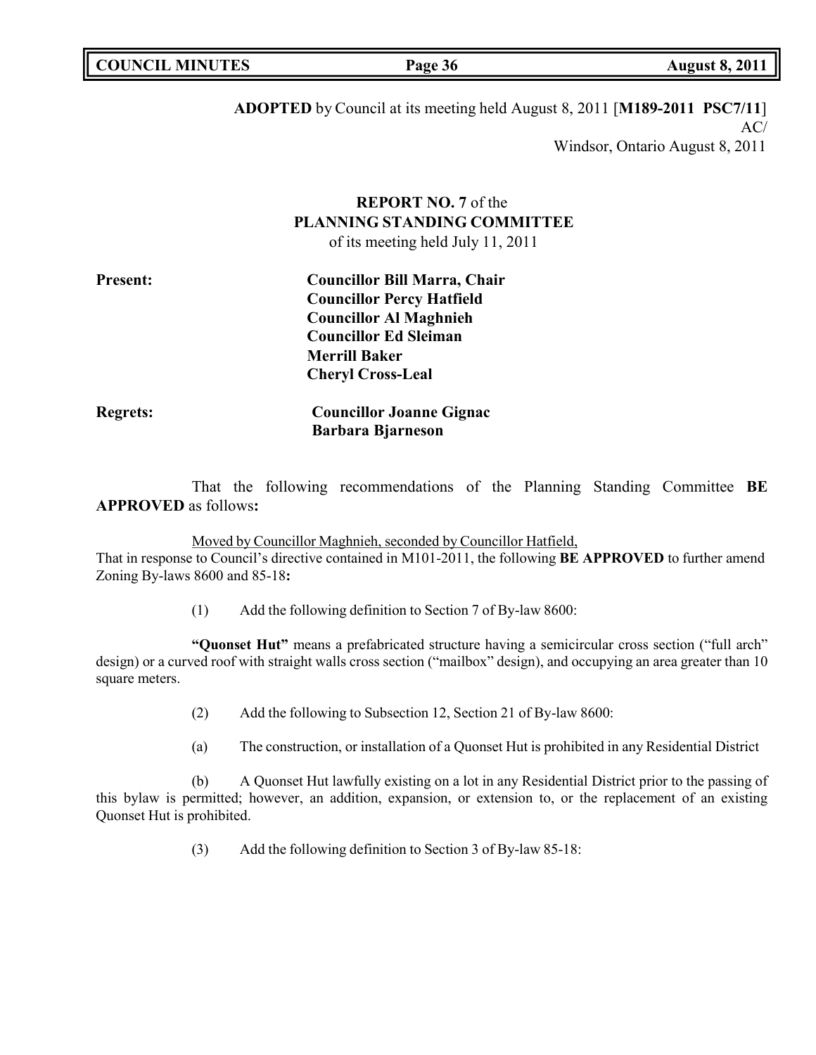**ADOPTED** by Council at its meeting held August 8, 2011 [**M189-2011 PSC7/11**]
AC/
Windsor, Ontario August 8, 2011

**REPORT NO. 7** of the
**PLANNING STANDING COMMITTEE**
of its meeting held July 11, 2011

**Present:**
**Councillor Bill Marra, Chair**
**Councillor Percy Hatfield**
**Councillor Al Maghnieh**
**Councillor Ed Sleiman**
**Merrill Baker**
**Cheryl Cross-Leal**

**Regrets:**
**Councillor Joanne Gignac**
**Barbara Bjarneson**

That the following recommendations of the Planning Standing Committee **BE APPROVED** as follows**:**

Moved by Councillor Maghnieh, seconded by Councillor Hatfield,
That in response to Council's directive contained in M101-2011, the following **BE APPROVED** to further amend Zoning By-laws 8600 and 85-18**:**

(1) Add the following definition to Section 7 of By-law 8600:

**"Quonset Hut"** means a prefabricated structure having a semicircular cross section ("full arch" design) or a curved roof with straight walls cross section ("mailbox" design), and occupying an area greater than 10 square meters.

(2) Add the following to Subsection 12, Section 21 of By-law 8600:

(a) The construction, or installation of a Quonset Hut is prohibited in any Residential District

(b) A Quonset Hut lawfully existing on a lot in any Residential District prior to the passing of this bylaw is permitted; however, an addition, expansion, or extension to, or the replacement of an existing Quonset Hut is prohibited.

(3) Add the following definition to Section 3 of By-law 85-18: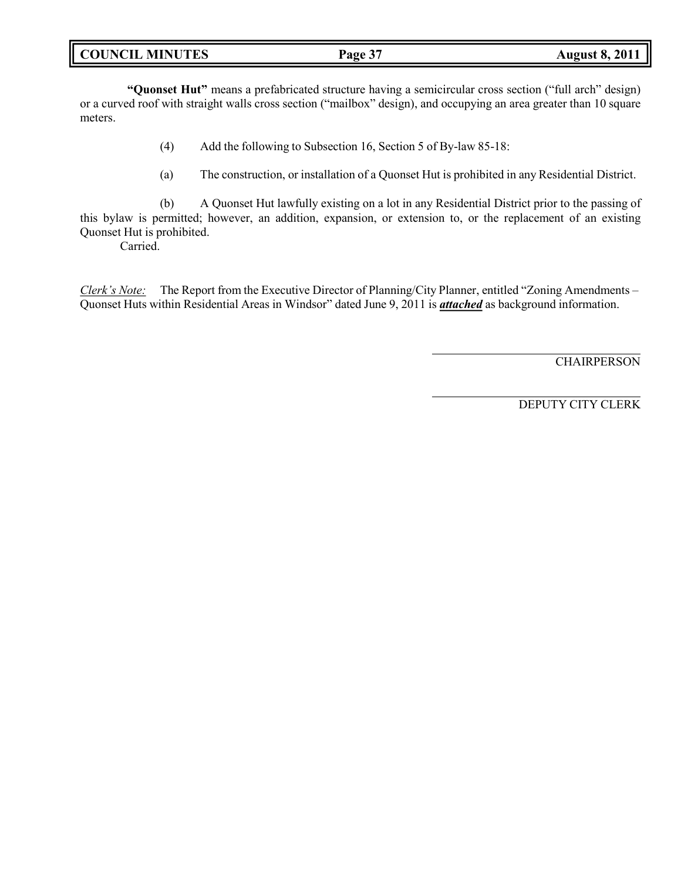**"Quonset Hut"** means a prefabricated structure having a semicircular cross section ("full arch" design) or a curved roof with straight walls cross section ("mailbox" design), and occupying an area greater than 10 square meters.

(4) Add the following to Subsection 16, Section 5 of By-law 85-18:

(a) The construction, or installation of a Quonset Hut is prohibited in any Residential District.

(b) A Quonset Hut lawfully existing on a lot in any Residential District prior to the passing of this bylaw is permitted; however, an addition, expansion, or extension to, or the replacement of an existing Quonset Hut is prohibited.

Carried.

*Clerk's Note:* The Report from the Executive Director of Planning/City Planner, entitled "Zoning Amendments – Quonset Huts within Residential Areas in Windsor" dated June 9, 2011 is ***attached*** as background information.

CHAIRPERSON

DEPUTY CITY CLERK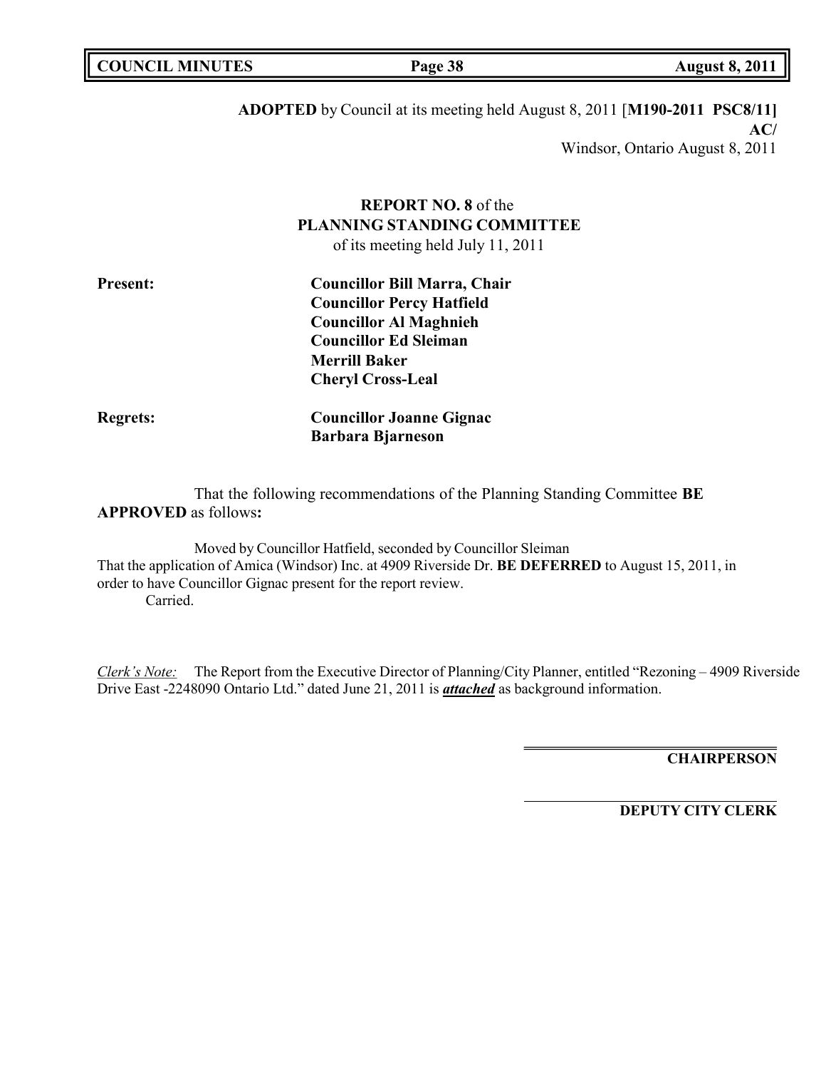**ADOPTED** by Council at its meeting held August 8, 2011 [**M190-2011 PSC8/11]**
**AC/**
Windsor, Ontario August 8, 2011

**REPORT NO. 8** of the
**PLANNING STANDING COMMITTEE**
of its meeting held July 11, 2011

**Present:**
**Councillor Bill Marra, Chair**
**Councillor Percy Hatfield**
**Councillor Al Maghnieh**
**Councillor Ed Sleiman**
**Merrill Baker**
**Cheryl Cross-Leal**

**Regrets:**
**Councillor Joanne Gignac**
**Barbara Bjarneson**

That the following recommendations of the Planning Standing Committee **BE APPROVED** as follows**:**

Moved by Councillor Hatfield, seconded by Councillor Sleiman
That the application of Amica (Windsor) Inc. at 4909 Riverside Dr. **BE DEFERRED** to August 15, 2011, in order to have Councillor Gignac present for the report review.
Carried.

*Clerk's Note:* The Report from the Executive Director of Planning/City Planner, entitled "Rezoning – 4909 Riverside Drive East -2248090 Ontario Ltd." dated June 21, 2011 is ***attached*** as background information.

**CHAIRPERSON**

**DEPUTY CITY CLERK**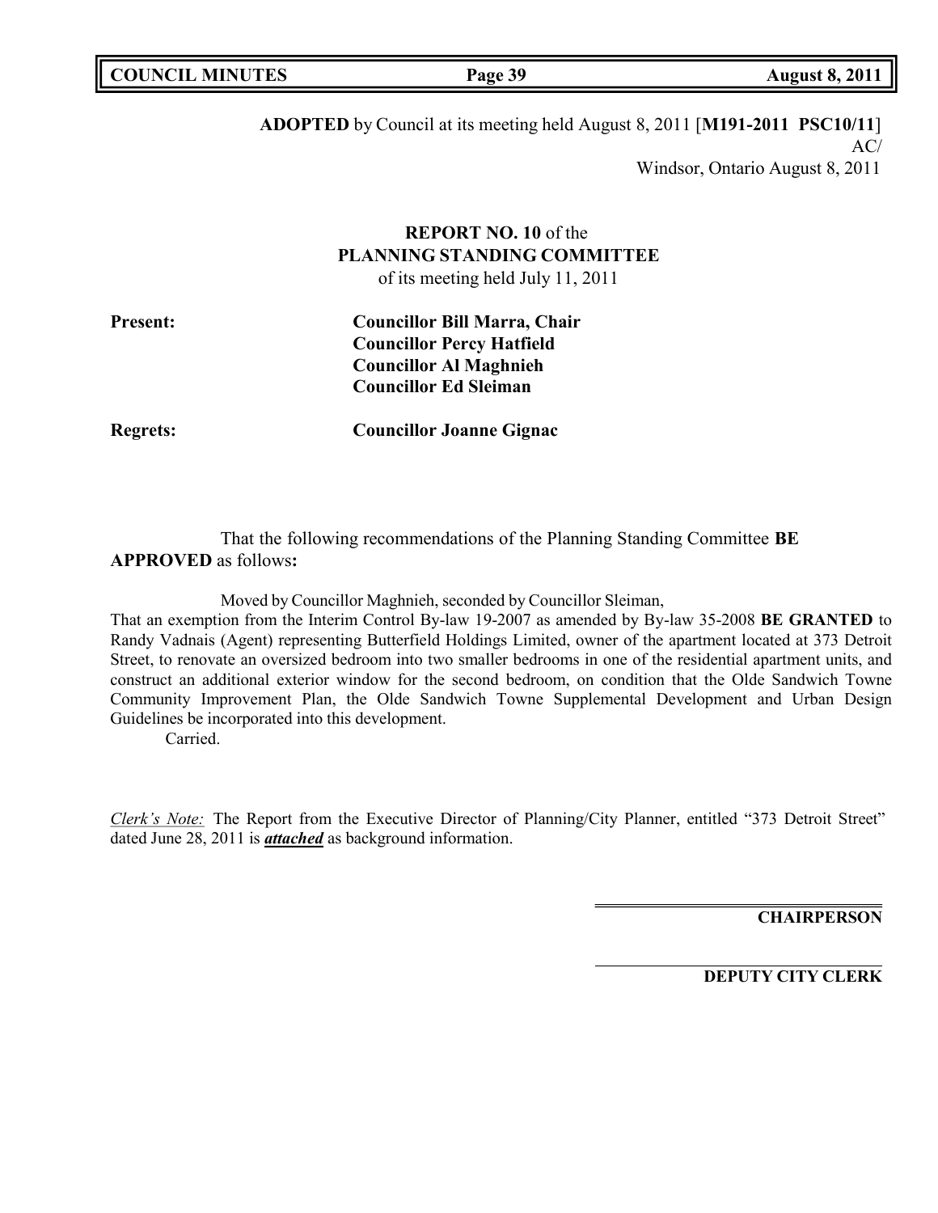**ADOPTED** by Council at its meeting held August 8, 2011 [**M191-2011 PSC10/11**]

AC/

Windsor, Ontario August 8, 2011

**REPORT NO. 10** of the
**PLANNING STANDING COMMITTEE**
of its meeting held July 11, 2011

**Present:** **Councillor Bill Marra, Chair**
**Councillor Percy Hatfield**
**Councillor Al Maghnieh**
**Councillor Ed Sleiman**

**Regrets:** **Councillor Joanne Gignac**

That the following recommendations of the Planning Standing Committee **BE APPROVED** as follows**:**

Moved by Councillor Maghnieh, seconded by Councillor Sleiman,

That an exemption from the Interim Control By-law 19-2007 as amended by By-law 35-2008 **BE GRANTED** to Randy Vadnais (Agent) representing Butterfield Holdings Limited, owner of the apartment located at 373 Detroit Street, to renovate an oversized bedroom into two smaller bedrooms in one of the residential apartment units, and construct an additional exterior window for the second bedroom, on condition that the Olde Sandwich Towne Community Improvement Plan, the Olde Sandwich Towne Supplemental Development and Urban Design Guidelines be incorporated into this development.

Carried.

*Clerk's Note:* The Report from the Executive Director of Planning/City Planner, entitled "373 Detroit Street" dated June 28, 2011 is ***attached*** as background information.

**CHAIRPERSON**

**DEPUTY CITY CLERK**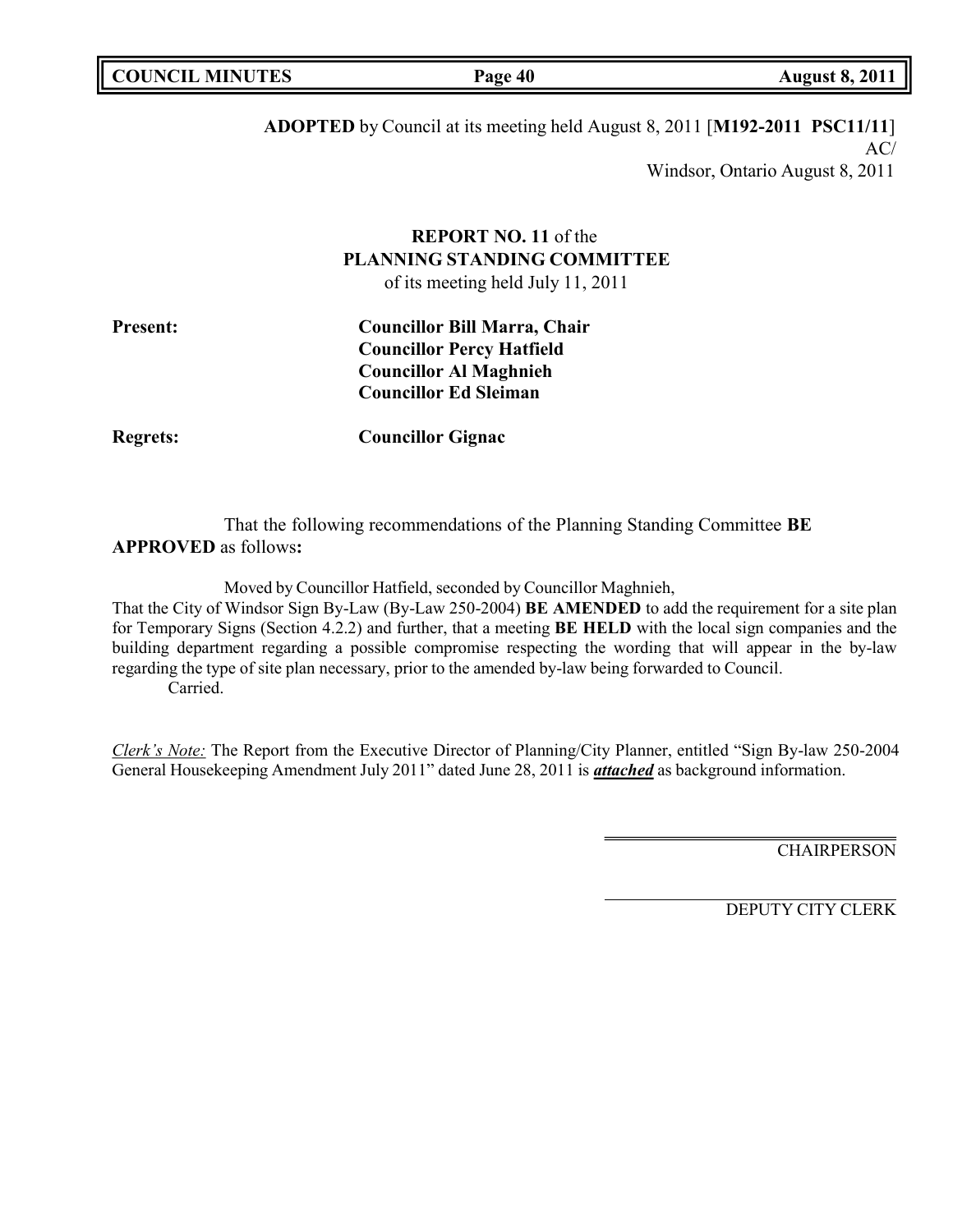**ADOPTED** by Council at its meeting held August 8, 2011 [**M192-2011 PSC11/11**]

AC/

Windsor, Ontario August 8, 2011

**REPORT NO. 11** of the
**PLANNING STANDING COMMITTEE**
of its meeting held July 11, 2011

**Present:** **Councillor Bill Marra, Chair**
**Councillor Percy Hatfield**
**Councillor Al Maghnieh**
**Councillor Ed Sleiman**

**Regrets:** **Councillor Gignac**

That the following recommendations of the Planning Standing Committee **BE APPROVED** as follows**:**

Moved by Councillor Hatfield, seconded by Councillor Maghnieh,

That the City of Windsor Sign By-Law (By-Law 250-2004) **BE AMENDED** to add the requirement for a site plan for Temporary Signs (Section 4.2.2) and further, that a meeting **BE HELD** with the local sign companies and the building department regarding a possible compromise respecting the wording that will appear in the by-law regarding the type of site plan necessary, prior to the amended by-law being forwarded to Council.

Carried.

*Clerk's Note:* The Report from the Executive Director of Planning/City Planner, entitled "Sign By-law 250-2004 General Housekeeping Amendment July 2011" dated June 28, 2011 is ***attached*** as background information.

CHAIRPERSON

DEPUTY CITY CLERK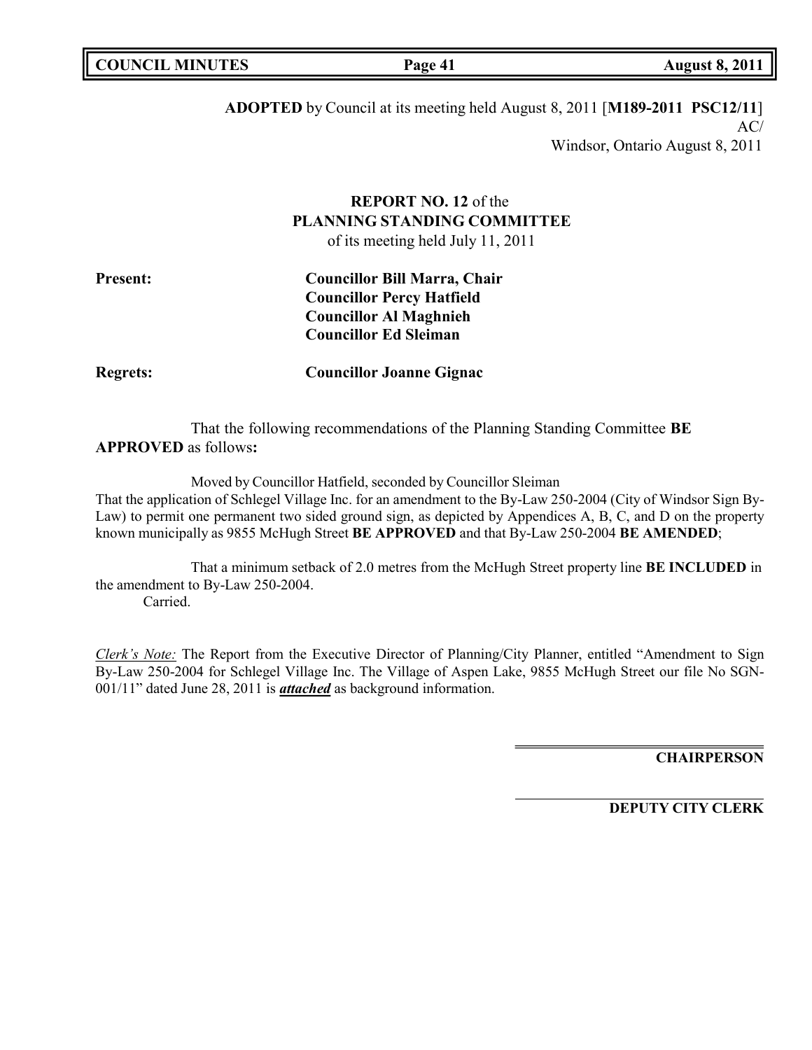**ADOPTED** by Council at its meeting held August 8, 2011 [**M189-2011 PSC12/11**]

AC/

Windsor, Ontario August 8, 2011

**REPORT NO. 12** of the
**PLANNING STANDING COMMITTEE**
of its meeting held July 11, 2011

**Present:** **Councillor Bill Marra, Chair**
**Councillor Percy Hatfield**
**Councillor Al Maghnieh**
**Councillor Ed Sleiman**

**Regrets:** **Councillor Joanne Gignac**

That the following recommendations of the Planning Standing Committee **BE APPROVED** as follows**:**

Moved by Councillor Hatfield, seconded by Councillor Sleiman

That the application of Schlegel Village Inc. for an amendment to the By-Law 250-2004 (City of Windsor Sign By-Law) to permit one permanent two sided ground sign, as depicted by Appendices A, B, C, and D on the property known municipally as 9855 McHugh Street **BE APPROVED** and that By-Law 250-2004 **BE AMENDED**;

That a minimum setback of 2.0 metres from the McHugh Street property line **BE INCLUDED** in the amendment to By-Law 250-2004.

Carried.

*Clerk's Note:* The Report from the Executive Director of Planning/City Planner, entitled "Amendment to Sign By-Law 250-2004 for Schlegel Village Inc. The Village of Aspen Lake, 9855 McHugh Street our file No SGN-001/11" dated June 28, 2011 is ***attached*** as background information.

**CHAIRPERSON**

**DEPUTY CITY CLERK**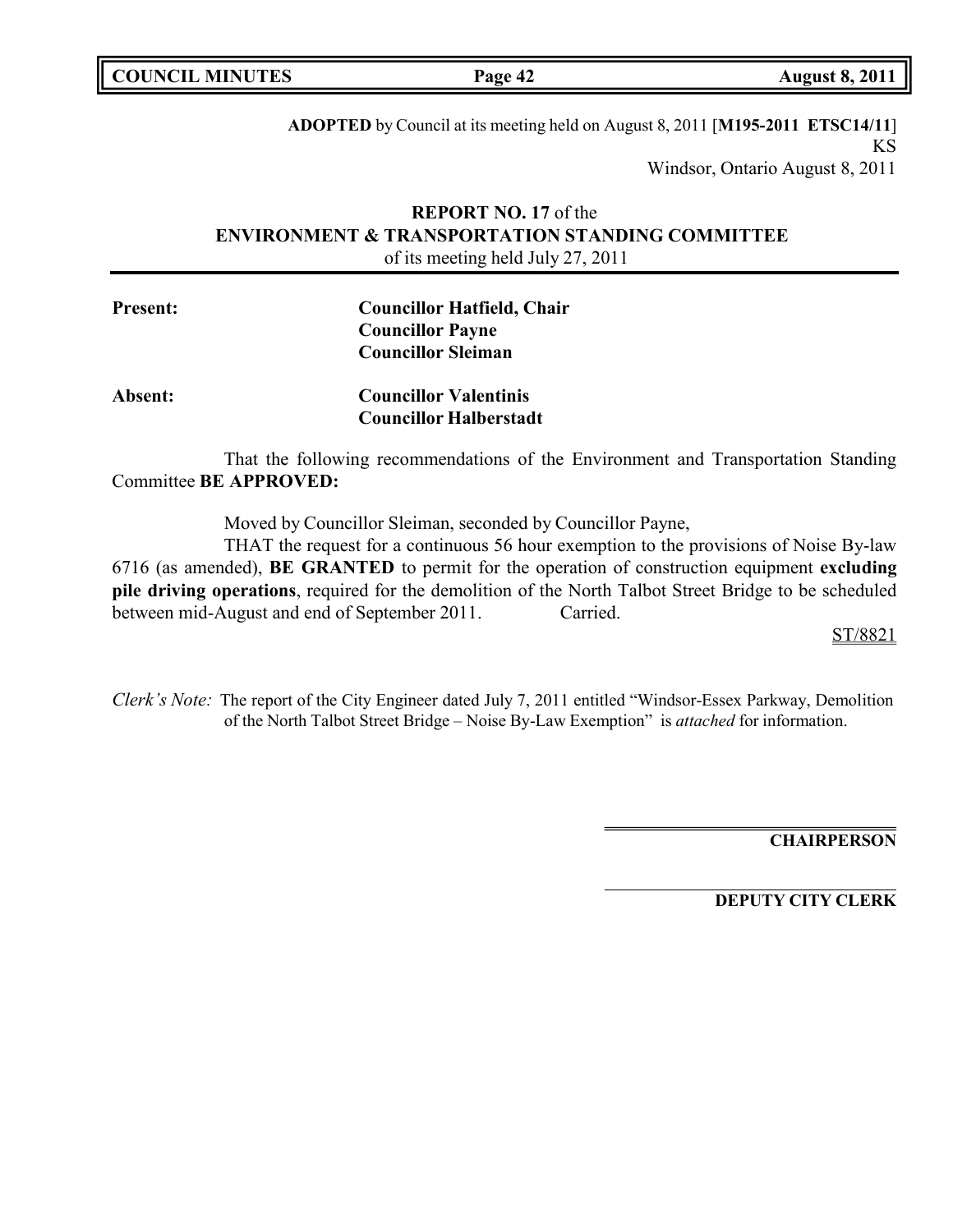**ADOPTED** by Council at its meeting held on August 8, 2011 [**M195-2011 ETSC14/11**]
KS
Windsor, Ontario August 8, 2011

**REPORT NO. 17** of the
**ENVIRONMENT & TRANSPORTATION STANDING COMMITTEE**
of its meeting held July 27, 2011

**Present:** **Councillor Hatfield, Chair**
**Councillor Payne**
**Councillor Sleiman**

**Absent:** **Councillor Valentinis**
**Councillor Halberstadt**

That the following recommendations of the Environment and Transportation Standing Committee **BE APPROVED:**

Moved by Councillor Sleiman, seconded by Councillor Payne,

THAT the request for a continuous 56 hour exemption to the provisions of Noise By-law 6716 (as amended), **BE GRANTED** to permit for the operation of construction equipment **excluding pile driving operations**, required for the demolition of the North Talbot Street Bridge to be scheduled between mid-August and end of September 2011. Carried.

ST/8821

*Clerk's Note:* The report of the City Engineer dated July 7, 2011 entitled "Windsor-Essex Parkway, Demolition of the North Talbot Street Bridge – Noise By-Law Exemption" is *attached* for information.

**CHAIRPERSON**

**DEPUTY CITY CLERK**